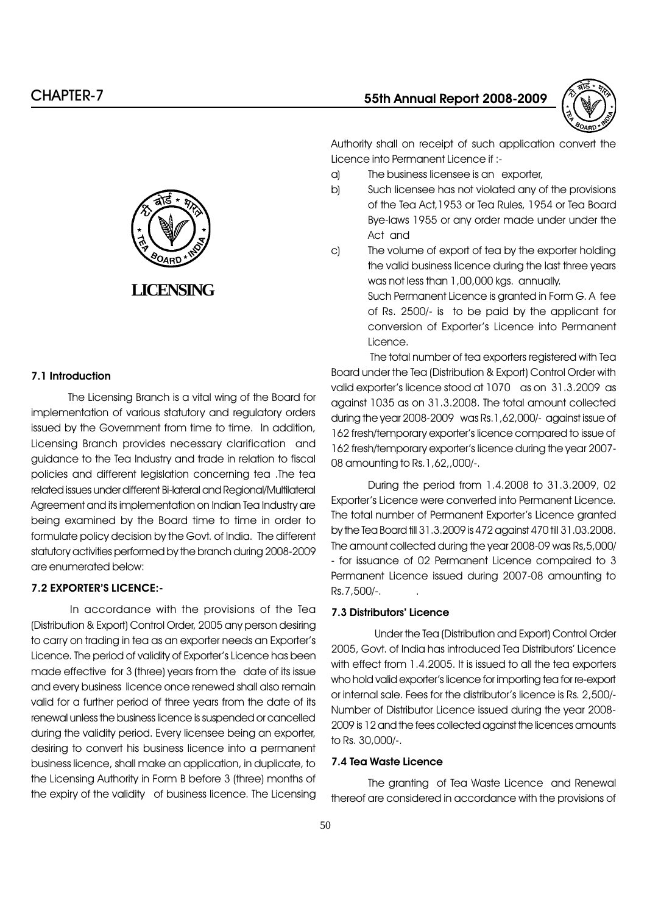# LICENSING

### 7.1 Introduction

The Licensing Branch is a vital wing of the Board for implementation of various statutory and regulatory orders issued by the Government from time to time. In addition, Licensing Branch provides necessary clarification and guidance to the Tea Industry and trade in relation to fiscal policies and different legislation concerning tea .The tea related issues under different Bi-lateral and Regional/Multilateral Agreement and its implementation on Indian Tea Industry are being examined by the Board time to time in order to formulate policy decision by the Govt. of India. The different statutory activities performed by the branch during 2008-2009 are enumerated below:

### 7.2 EXPORTER'S LICENCE:-

In accordance with the provisions of the Tea (Distribution & Export) Control Order, 2005 any person desiring to carry on trading in tea as an exporter needs an Exporter's Licence. The period of validity of Exporter's Licence has been made effective for 3 (three) years from the date of its issue and every business licence once renewed shall also remain valid for a further period of three years from the date of its renewal unless the business licence is suspended or cancelled during the validity period. Every licensee being an exporter, desiring to convert his business licence into a permanent business licence, shall make an application, in duplicate, to the Licensing Authority in Form B before 3 (three) months of the expiry of the validity of business licence. The Licensing Authority shall on receipt of such application convert the Licence into Permanent Licence if :-

a) The business licensee is an exporter,

b) Such licensee has not violated any of the provisions of the Tea Act,1953 or Tea Rules, 1954 or Tea Board Bye-laws 1955 or any order made under under the Act and

c) The volume of export of tea by the exporter holding the valid business licence during the last three years was not less than 1,00,000 kgs. annually.

Such Permanent Licence is granted in Form G. A fee of Rs. 2500/- is to be paid by the applicant for conversion of Exporter's Licence into Permanent Licence.

The total number of tea exporters registered with Tea Board under the Tea (Distribution & Export) Control Order with valid exporter's licence stood at 1070 as on 31.3.2009 as against 1035 as on 31.3.2008. The total amount collected during the year 2008-2009 was Rs.1,62,000/- against issue of 162 fresh/temporary exporter's licence compared to issue of 162 fresh/temporary exporter's licence during the year 2007-08 amounting to Rs.1,62,,000/-.

During the period from 1.4.2008 to 31.3.2009, 02 Exporter's Licence were converted into Permanent Licence. The total number of Permanent Exporter's Licence granted by the Tea Board till 31.3.2009 is 472 against 470 till 31.03.2008. The amount collected during the year 2008-09 was Rs,5,000/- for issuance of 02 Permanent Licence compaired to 3 Permanent Licence issued during 2007-08 amounting to Rs.7,500/-.

### 7.3 Distributors' Licence

Under the Tea (Distribution and Export) Control Order 2005, Govt. of India has introduced Tea Distributors' Licence with effect from 1.4.2005. It is issued to all the tea exporters who hold valid exporter's licence for importing tea for re-export or internal sale. Fees for the distributor's licence is Rs. 2,500/- Number of Distributor Licence issued during the year 2008-2009 is 12 and the fees collected against the licences amounts to Rs. 30,000/-.

### 7.4 Tea Waste Licence

The granting of Tea Waste Licence and Renewal thereof are considered in accordance with the provisions of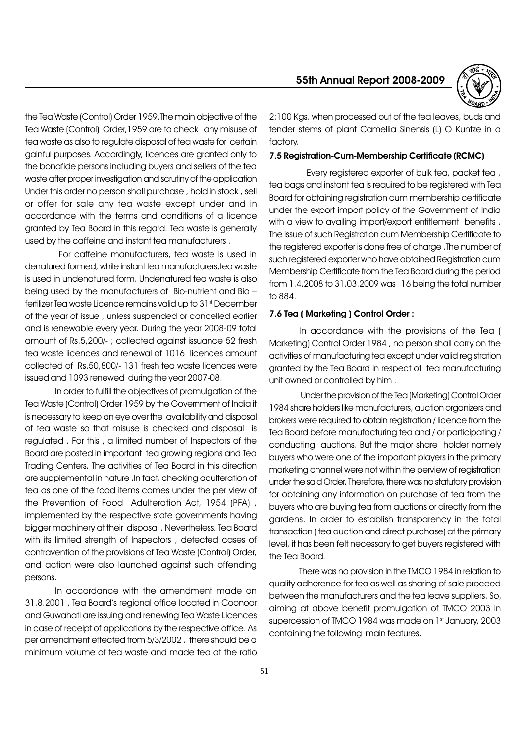the Tea Waste (Control) Order 1959.The main objective of the Tea Waste (Control) Order,1959 are to check any misuse of tea waste as also to regulate disposal of tea waste for certain gainful purposes. Accordingly, licences are granted only to the bonafide persons including buyers and sellers of the tea waste after proper investigation and scrutiny of the application Under this order no person shall purchase , hold in stock , sell or offer for sale any tea waste except under and in accordance with the terms and conditions of a licence granted by Tea Board in this regard. Tea waste is generally used by the caffeine and instant tea manufacturers .

For caffeine manufacturers, tea waste is used in denatured formed, while instant tea manufacturers,tea waste is used in undenatured form. Undenatured tea waste is also being used by the manufacturers of Bio-nutrient and Bio – fertilizer.Tea waste Licence remains valid up to 31st December of the year of issue , unless suspended or cancelled earlier and is renewable every year. During the year 2008-09 total amount of Rs.5,200/- ; collected against issuance 52 fresh tea waste licences and renewal of 1016 licences amount collected of Rs.50,800/- 131 fresh tea waste licences were issued and 1093 renewed during the year 2007-08.

In order to fulfill the objectives of promulgation of the Tea Waste (Control) Order 1959 by the Government of India it is necessary to keep an eye over the availability and disposal of tea waste so that misuse is checked and disposal is regulated . For this , a limited number of Inspectors of the Board are posted in important tea growing regions and Tea Trading Centers. The activities of Tea Board in this direction are supplemental in nature .In fact, checking adulteration of tea as one of the food items comes under the per view of the Prevention of Food Adulteration Act, 1954 (PFA) , implemented by the respective state governments having bigger machinery at their disposal . Nevertheless, Tea Board with its limited strength of Inspectors , detected cases of contravention of the provisions of Tea Waste (Control) Order, and action were also launched against such offending persons.

In accordance with the amendment made on 31.8.2001 , Tea Board's regional office located in Coonoor and Guwahati are issuing and renewing Tea Waste Licences in case of receipt of applications by the respective office. As per amendment effected from 5/3/2002 . there should be a minimum volume of tea waste and made tea at the ratio 2:100 Kgs. when processed out of the tea leaves, buds and tender stems of plant Camellia Sinensis (L) O Kuntze in a factory.

### 7.5 Registration-Cum-Membership Certificate (RCMC)

Every registered exporter of bulk tea, packet tea , tea bags and instant tea is required to be registered with Tea Board for obtaining registration cum membership certificate under the export import policy of the Government of India with a view to availing import/export entitlement benefits . The issue of such Registration cum Membership Certificate to the registered exporter is done free of charge .The number of such registered exporter who have obtained Registration cum Membership Certificate from the Tea Board during the period from 1.4.2008 to 31.03.2009 was 16 being the total number to 884.

### 7.6 Tea ( Marketing ) Control Order :

In accordance with the provisions of the Tea ( Marketing) Control Order 1984 , no person shall carry on the activities of manufacturing tea except under valid registration granted by the Tea Board in respect of tea manufacturing unit owned or controlled by him .

Under the provision of the Tea (Marketing) Control Order 1984 share holders like manufacturers, auction organizers and brokers were required to obtain registration / licence from the Tea Board before manufacturing tea and / or participating / conducting auctions. But the major share holder namely buyers who were one of the important players in the primary marketing channel were not within the perview of registration under the said Order. Therefore, there was no statutory provision for obtaining any information on purchase of tea from the buyers who are buying tea from auctions or directly from the gardens. In order to establish transparency in the total transaction ( tea auction and direct purchase) at the primary level, it has been felt necessary to get buyers registered with the Tea Board.

There was no provision in the TMCO 1984 in relation to quality adherence for tea as well as sharing of sale proceed between the manufacturers and the tea leave suppliers. So, aiming at above benefit promulgation of TMCO 2003 in supercession of TMCO 1984 was made on 1st January, 2003 containing the following main features.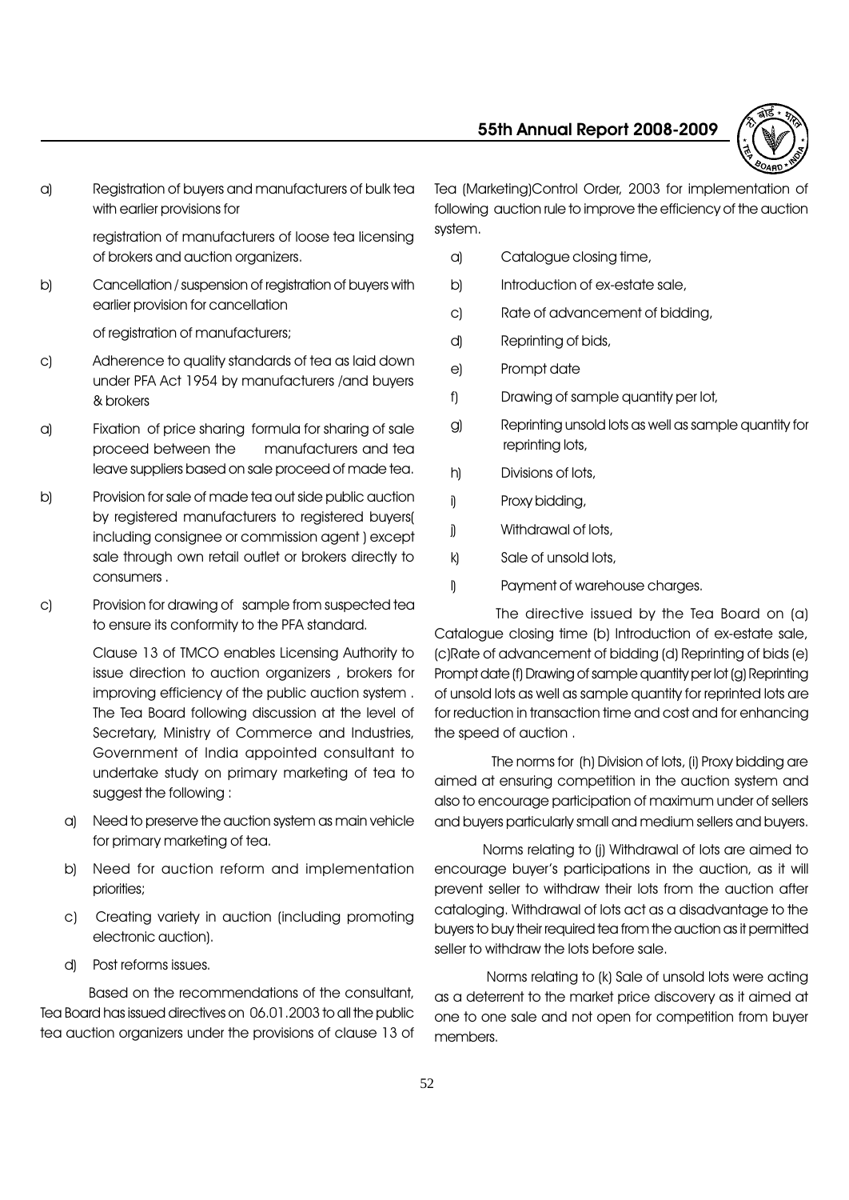a) Registration of buyers and manufacturers of bulk tea with earlier provisions for

registration of manufacturers of loose tea licensing of brokers and auction organizers.

b) Cancellation / suspension of registration of buyers with earlier provision for cancellation

of registration of manufacturers;

c) Adherence to quality standards of tea as laid down under PFA Act 1954 by manufacturers /and buyers & brokers

a) Fixation of price sharing formula for sharing of sale proceed between the manufacturers and tea leave suppliers based on sale proceed of made tea.

b) Provision for sale of made tea out side public auction by registered manufacturers to registered buyers( including consignee or commission agent ) except sale through own retail outlet or brokers directly to consumers .

c) Provision for drawing of sample from suspected tea to ensure its conformity to the PFA standard.

Clause 13 of TMCO enables Licensing Authority to issue direction to auction organizers , brokers for improving efficiency of the public auction system . The Tea Board following discussion at the level of Secretary, Ministry of Commerce and Industries, Government of India appointed consultant to undertake study on primary marketing of tea to suggest the following :

a) Need to preserve the auction system as main vehicle for primary marketing of tea.

b) Need for auction reform and implementation priorities;

c) Creating variety in auction (including promoting electronic auction).

d) Post reforms issues.

Based on the recommendations of the consultant, Tea Board has issued directives on 06.01.2003 to all the public tea auction organizers under the provisions of clause 13 of Tea (Marketing)Control Order, 2003 for implementation of following auction rule to improve the efficiency of the auction system.

a) Catalogue closing time,

b) Introduction of ex-estate sale,

c) Rate of advancement of bidding,

d) Reprinting of bids,

e) Prompt date

f) Drawing of sample quantity per lot,

g) Reprinting unsold lots as well as sample quantity for reprinting lots,

h) Divisions of lots,

i) Proxy bidding,

j) Withdrawal of lots,

k) Sale of unsold lots,

l) Payment of warehouse charges.

The directive issued by the Tea Board on (a) Catalogue closing time (b) Introduction of ex-estate sale, (c)Rate of advancement of bidding (d) Reprinting of bids (e) Prompt date (f) Drawing of sample quantity per lot (g) Reprinting of unsold lots as well as sample quantity for reprinted lots are for reduction in transaction time and cost and for enhancing the speed of auction .

The norms for (h) Division of lots, (i) Proxy bidding are aimed at ensuring competition in the auction system and also to encourage participation of maximum under of sellers and buyers particularly small and medium sellers and buyers.

Norms relating to (j) Withdrawal of lots are aimed to encourage buyer's participations in the auction, as it will prevent seller to withdraw their lots from the auction after cataloging. Withdrawal of lots act as a disadvantage to the buyers to buy their required tea from the auction as it permitted seller to withdraw the lots before sale.

Norms relating to (k) Sale of unsold lots were acting as a deterrent to the market price discovery as it aimed at one to one sale and not open for competition from buyer members.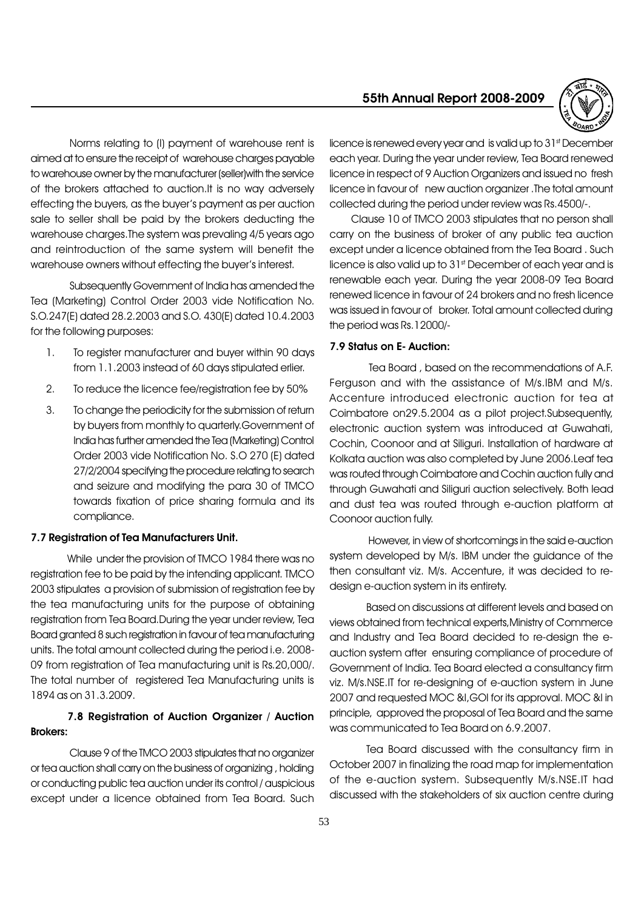Norms relating to (I) payment of warehouse rent is aimed at to ensure the receipt of warehouse charges payable to warehouse owner by the manufacturer (seller)with the service of the brokers attached to auction.It is no way adversely effecting the buyers, as the buyer's payment as per auction sale to seller shall be paid by the brokers deducting the warehouse charges.The system was prevaling 4/5 years ago and reintroduction of the same system will benefit the warehouse owners without effecting the buyer's interest.

Subsequently Government of India has amended the Tea (Marketing) Control Order 2003 vide Notification No. S.O.247(E) dated 28.2.2003 and S.O. 430(E) dated 10.4.2003 for the following purposes:

1. To register manufacturer and buyer within 90 days from 1.1.2003 instead of 60 days stipulated erlier.
2. To reduce the licence fee/registration fee by 50%
3. To change the periodicity for the submission of return by buyers from monthly to quarterly.Government of India has further amended the Tea (Marketing) Control Order 2003 vide Notification No. S.O 270 (E) dated 27/2/2004 specifying the procedure relating to search and seizure and modifying the para 30 of TMCO towards fixation of price sharing formula and its compliance.

### 7.7 Registration of Tea Manufacturers Unit.

While under the provision of TMCO 1984 there was no registration fee to be paid by the intending applicant. TMCO 2003 stipulates a provision of submission of registration fee by the tea manufacturing units for the purpose of obtaining registration from Tea Board.During the year under review, Tea Board granted 8 such registration in favour of tea manufacturing units. The total amount collected during the period i.e. 2008-09 from registration of Tea manufacturing unit is Rs.20,000/. The total number of registered Tea Manufacturing units is 1894 as on 31.3.2009.

### 7.8 Registration of Auction Organizer / Auction Brokers:

Clause 9 of the TMCO 2003 stipulates that no organizer or tea auction shall carry on the business of organizing , holding or conducting public tea auction under its control / auspicious except under a licence obtained from Tea Board. Such licence is renewed every year and is valid up to 31st December each year. During the year under review, Tea Board renewed licence in respect of 9 Auction Organizers and issued no fresh licence in favour of new auction organizer .The total amount collected during the period under review was Rs.4500/-.

Clause 10 of TMCO 2003 stipulates that no person shall carry on the business of broker of any public tea auction except under a licence obtained from the Tea Board . Such licence is also valid up to 31st December of each year and is renewable each year. During the year 2008-09 Tea Board renewed licence in favour of 24 brokers and no fresh licence was issued in favour of broker. Total amount collected during the period was Rs.12000/-

### 7.9 Status on E- Auction:

Tea Board , based on the recommendations of A.F. Ferguson and with the assistance of M/s.IBM and M/s. Accenture introduced electronic auction for tea at Coimbatore on29.5.2004 as a pilot project.Subsequently, electronic auction system was introduced at Guwahati, Cochin, Coonoor and at Siliguri. Installation of hardware at Kolkata auction was also completed by June 2006.Leaf tea was routed through Coimbatore and Cochin auction fully and through Guwahati and Siliguri auction selectively. Both lead and dust tea was routed through e-auction platform at Coonoor auction fully.

However, in view of shortcomings in the said e-auction system developed by M/s. IBM under the guidance of the then consultant viz. M/s. Accenture, it was decided to re-design e-auction system in its entirety.

Based on discussions at different levels and based on views obtained from technical experts,Ministry of Commerce and Industry and Tea Board decided to re-design the e-auction system after ensuring compliance of procedure of Government of India. Tea Board elected a consultancy firm viz. M/s.NSE.IT for re-designing of e-auction system in June 2007 and requested MOC &I,GOI for its approval. MOC &I in principle, approved the proposal of Tea Board and the same was communicated to Tea Board on 6.9.2007.

Tea Board discussed with the consultancy firm in October 2007 in finalizing the road map for implementation of the e-auction system. Subsequently M/s.NSE.IT had discussed with the stakeholders of six auction centre during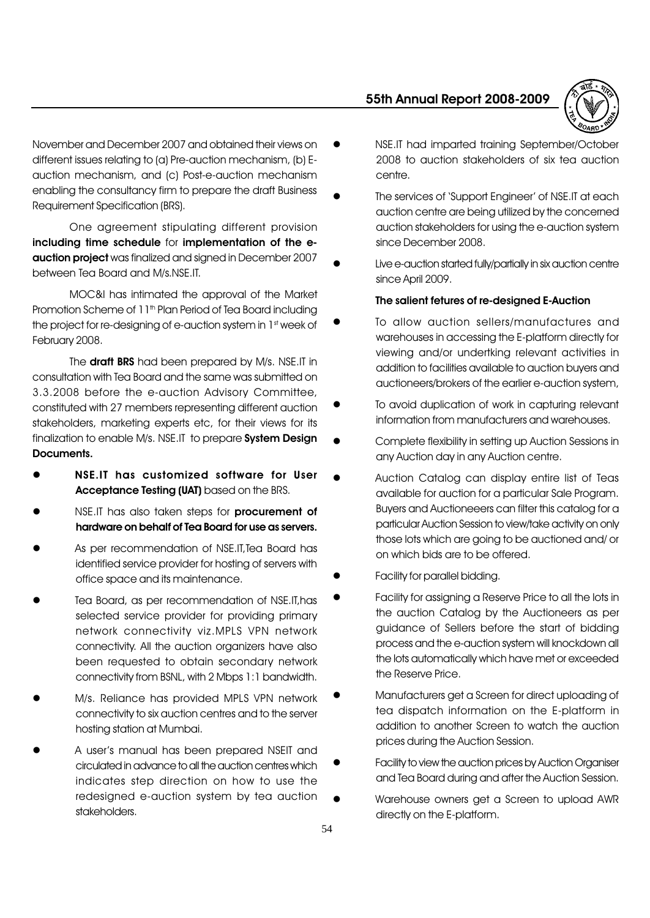November and December 2007 and obtained their views on different issues relating to (a) Pre-auction mechanism, (b) E-auction mechanism, and (c) Post-e-auction mechanism enabling the consultancy firm to prepare the draft Business Requirement Specification (BRS).

One agreement stipulating different provision **including time schedule** for **implementation of the e-auction project** was finalized and signed in December 2007 between Tea Board and M/s.NSE.IT.

MOC&I has intimated the approval of the Market Promotion Scheme of 11th Plan Period of Tea Board including the project for re-designing of e-auction system in 1st week of February 2008.

The **draft BRS** had been prepared by M/s. NSE.IT in consultation with Tea Board and the same was submitted on 3.3.2008 before the e-auction Advisory Committee, constituted with 27 members representing different auction stakeholders, marketing experts etc, for their views for its finalization to enable M/s. NSE.IT to prepare **System Design Documents.**

- **NSE.IT has customized software for User Acceptance Testing (UAT)** based on the BRS.
- NSE.IT has also taken steps for **procurement of hardware on behalf of Tea Board for use as servers.**
- As per recommendation of NSE.IT,Tea Board has identified service provider for hosting of servers with office space and its maintenance.
- Tea Board, as per recommendation of NSE.IT,has selected service provider for providing primary network connectivity viz.MPLS VPN network connectivity. All the auction organizers have also been requested to obtain secondary network connectivity from BSNL, with 2 Mbps 1:1 bandwidth.
- M/s. Reliance has provided MPLS VPN network connectivity to six auction centres and to the server hosting station at Mumbai.
- A user's manual has been prepared NSEIT and circulated in advance to all the auction centres which indicates step direction on how to use the redesigned e-auction system by tea auction stakeholders.
- NSE.IT had imparted training September/October 2008 to auction stakeholders of six tea auction centre.
- The services of 'Support Engineer' of NSE.IT at each auction centre are being utilized by the concerned auction stakeholders for using the e-auction system since December 2008.
- Live e-auction started fully/partially in six auction centre since April 2009.

**The salient fetures of re-designed E-Auction**

- To allow auction sellers/manufactures and warehouses in accessing the E-platform directly for viewing and/or undertking relevant activities in addition to facilities available to auction buyers and auctioneers/brokers of the earlier e-auction system,
- To avoid duplication of work in capturing relevant information from manufacturers and warehouses.
- Complete flexibility in setting up Auction Sessions in any Auction day in any Auction centre.
- Auction Catalog can display entire list of Teas available for auction for a particular Sale Program. Buyers and Auctioneeers can filter this catalog for a particular Auction Session to view/take activity on only those lots which are going to be auctioned and/ or on which bids are to be offered.
- Facility for parallel bidding.
- Facility for assigning a Reserve Price to all the lots in the auction Catalog by the Auctioneers as per guidance of Sellers before the start of bidding process and the e-auction system will knockdown all the lots automatically which have met or exceeded the Reserve Price.
- Manufacturers get a Screen for direct uploading of tea dispatch information on the E-platform in addition to another Screen to watch the auction prices during the Auction Session.
- Facility to view the auction prices by Auction Organiser and Tea Board during and after the Auction Session.
- Warehouse owners get a Screen to upload AWR directly on the E-platform.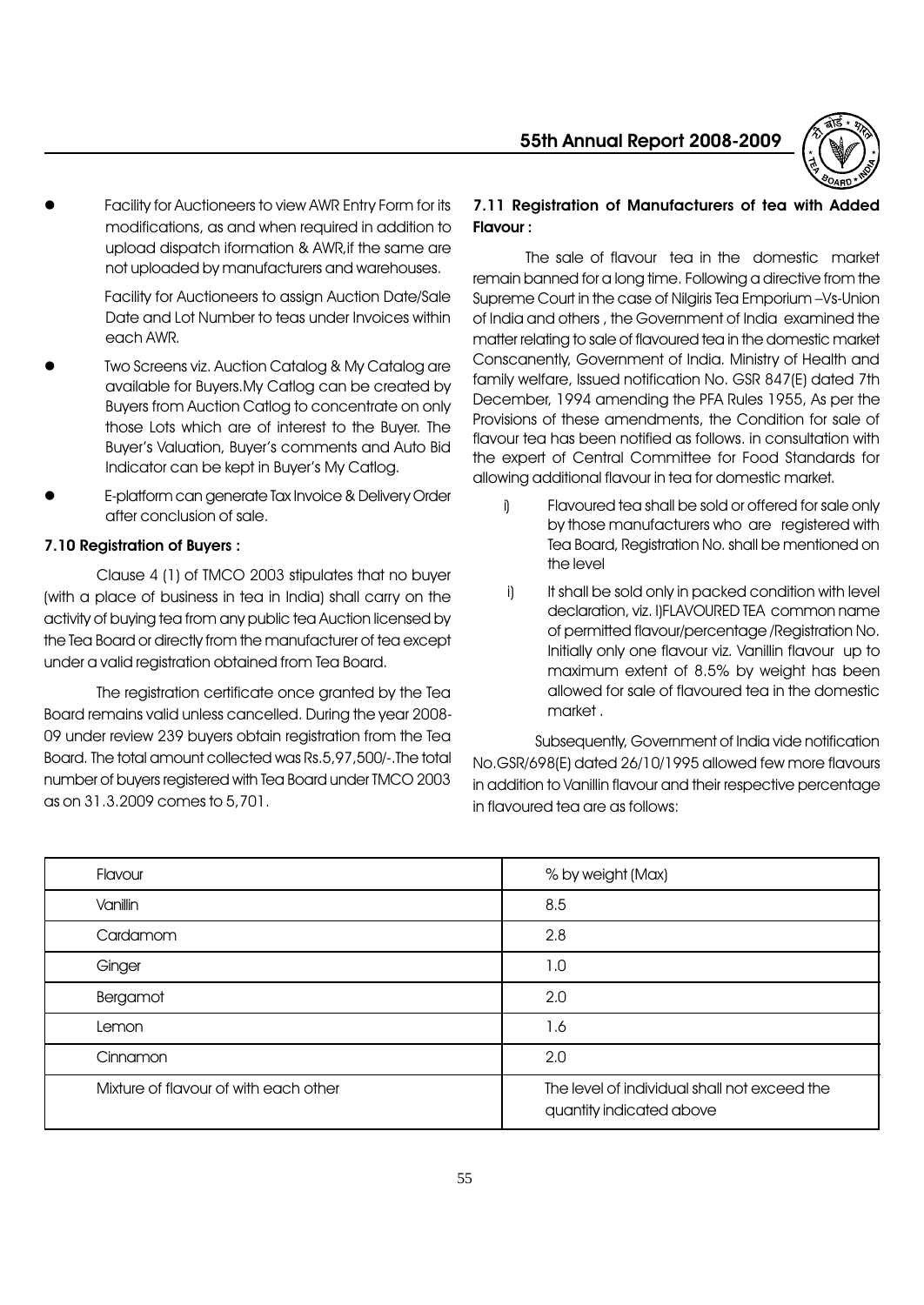- Facility for Auctioneers to view AWR Entry Form for its modifications, as and when required in addition to upload dispatch iformation & AWR,if the same are not uploaded by manufacturers and warehouses.

  Facility for Auctioneers to assign Auction Date/Sale Date and Lot Number to teas under Invoices within each AWR.

- Two Screens viz. Auction Catalog & My Catalog are available for Buyers.My Catlog can be created by Buyers from Auction Catlog to concentrate on only those Lots which are of interest to the Buyer. The Buyer's Valuation, Buyer's comments and Auto Bid Indicator can be kept in Buyer's My Catlog.

- E-platform can generate Tax Invoice & Delivery Order after conclusion of sale.

### 7.10 Registration of Buyers :

Clause 4 (1) of TMCO 2003 stipulates that no buyer (with a place of business in tea in India) shall carry on the activity of buying tea from any public tea Auction licensed by the Tea Board or directly from the manufacturer of tea except under a valid registration obtained from Tea Board.

The registration certificate once granted by the Tea Board remains valid unless cancelled. During the year 2008-09 under review 239 buyers obtain registration from the Tea Board. The total amount collected was Rs.5,97,500/-.The total number of buyers registered with Tea Board under TMCO 2003 as on 31.3.2009 comes to 5,701.

### 7.11 Registration of Manufacturers of tea with Added Flavour :

The sale of flavour tea in the domestic market remain banned for a long time. Following a directive from the Supreme Court in the case of Nilgiris Tea Emporium –Vs-Union of India and others , the Government of India examined the matter relating to sale of flavoured tea in the domestic market Conscanently, Government of India. Ministry of Health and family welfare, Issued notification No. GSR 847(E) dated 7th December, 1994 amending the PFA Rules 1955, As per the Provisions of these amendments, the Condition for sale of flavour tea has been notified as follows. in consultation with the expert of Central Committee for Food Standards for allowing additional flavour in tea for domestic market.

i) Flavoured tea shall be sold or offered for sale only by those manufacturers who are registered with Tea Board, Registration No. shall be mentioned on the level

i) It shall be sold only in packed condition with level declaration, viz. I)FLAVOURED TEA common name of permitted flavour/percentage /Registration No. Initially only one flavour viz. Vanillin flavour up to maximum extent of 8.5% by weight has been allowed for sale of flavoured tea in the domestic market .

Subsequently, Government of India vide notification No.GSR/698(E) dated 26/10/1995 allowed few more flavours in addition to Vanillin flavour and their respective percentage in flavoured tea are as follows:

| Flavour | % by weight (Max) |
|---|---|
| Vanillin | 8.5 |
| Cardamom | 2.8 |
| Ginger | 1.0 |
| Bergamot | 2.0 |
| Lemon | 1.6 |
| Cinnamon | 2.0 |
| Mixture of flavour of with each other | The level of individual shall not exceed the quantity indicated above |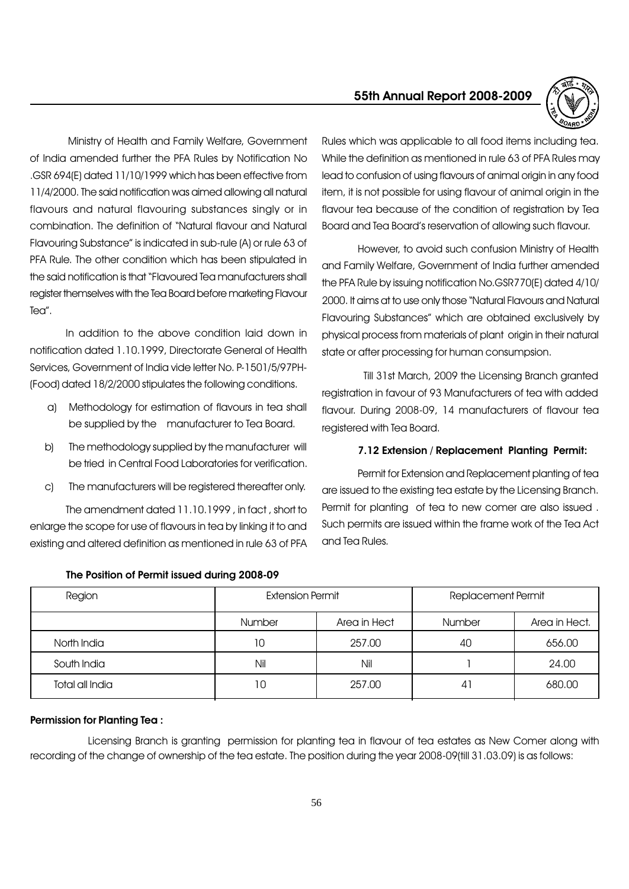Ministry of Health and Family Welfare, Government of India amended further the PFA Rules by Notification No .GSR 694(E) dated 11/10/1999 which has been effective from 11/4/2000. The said notification was aimed allowing all natural flavours and natural flavouring substances singly or in combination. The definition of "Natural flavour and Natural Flavouring Substance" is indicated in sub-rule (A) or rule 63 of PFA Rule. The other condition which has been stipulated in the said notification is that "Flavoured Tea manufacturers shall register themselves with the Tea Board before marketing Flavour Tea".

In addition to the above condition laid down in notification dated 1.10.1999, Directorate General of Health Services, Government of India vide letter No. P-1501/5/97PH-(Food) dated 18/2/2000 stipulates the following conditions.

a) Methodology for estimation of flavours in tea shall be supplied by the manufacturer to Tea Board.

b) The methodology supplied by the manufacturer will be tried in Central Food Laboratories for verification.

c) The manufacturers will be registered thereafter only.

The amendment dated 11.10.1999 , in fact , short to enlarge the scope for use of flavours in tea by linking it to and existing and altered definition as mentioned in rule 63 of PFA Rules which was applicable to all food items including tea. While the definition as mentioned in rule 63 of PFA Rules may lead to confusion of using flavours of animal origin in any food item, it is not possible for using flavour of animal origin in the flavour tea because of the condition of registration by Tea Board and Tea Board's reservation of allowing such flavour.

However, to avoid such confusion Ministry of Health and Family Welfare, Government of India further amended the PFA Rule by issuing notification No.GSR770(E) dated 4/10/2000. It aims at to use only those "Natural Flavours and Natural Flavouring Substances" which are obtained exclusively by physical process from materials of plant origin in their natural state or after processing for human consumpsion.

Till 31st March, 2009 the Licensing Branch granted registration in favour of 93 Manufacturers of tea with added flavour. During 2008-09, 14 manufacturers of flavour tea registered with Tea Board.

### 7.12 Extension / Replacement Planting Permit:

Permit for Extension and Replacement planting of tea are issued to the existing tea estate by the Licensing Branch. Permit for planting of tea to new comer are also issued . Such permits are issued within the frame work of the Tea Act and Tea Rules.

**The Position of Permit issued during 2008-09**

| Region | Extension Permit | | Replacement Permit | |
|---|---|---|---|---|
| | Number | Area in Hect | Number | Area in Hect. |
| North India | 10 | 257.00 | 40 | 656.00 |
| South India | Nil | Nil | 1 | 24.00 |
| Total all India | 10 | 257.00 | 41 | 680.00 |

**Permission for Planting Tea :**

Licensing Branch is granting permission for planting tea in flavour of tea estates as New Comer along with recording of the change of ownership of the tea estate. The position during the year 2008-09(till 31.03.09) is as follows: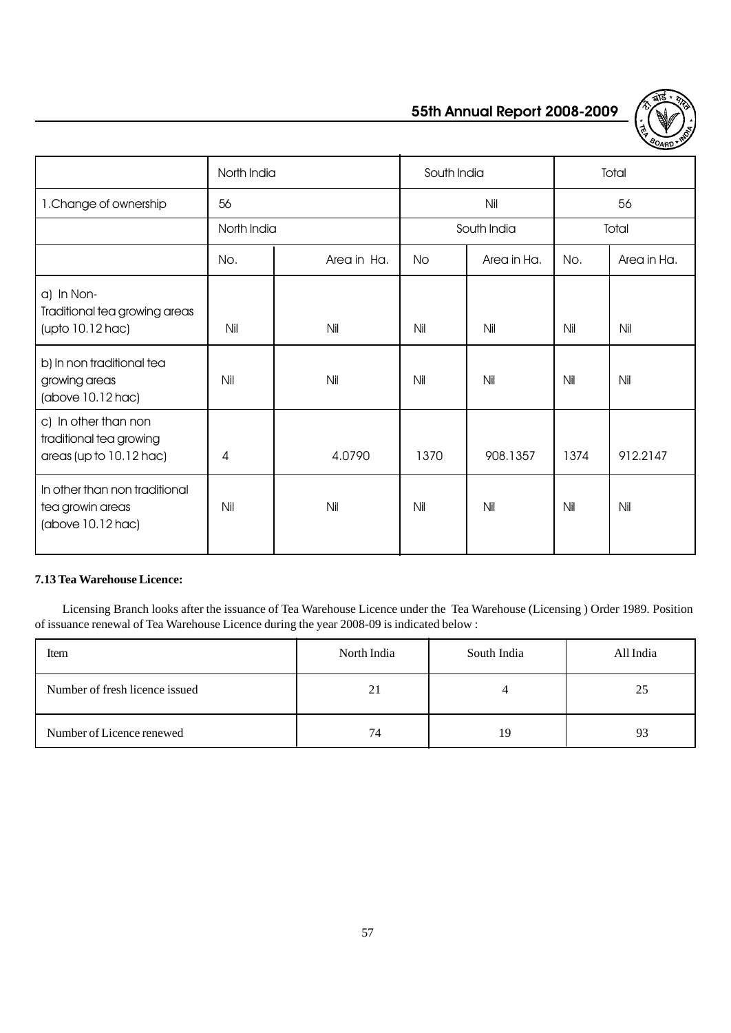| | North India | | South India | | Total | |
|---|---|---|---|---|---|---|
| 1.Change of ownership | 56 | | Nil | | 56 | |
| | North India | | South India | | Total | |
| | No. | Area in Ha. | No | Area in Ha. | No. | Area in Ha. |
| a) In Non-Traditional tea growing areas (upto 10.12 hac) | Nil | Nil | Nil | Nil | Nil | Nil |
| b) In non traditional tea growing areas (above 10.12 hac) | Nil | Nil | Nil | Nil | Nil | Nil |
| c) In other than non traditional tea growing areas (up to 10.12 hac) | 4 | 4.0790 | 1370 | 908.1357 | 1374 | 912.2147 |
| In other than non traditional tea growin areas (above 10.12 hac) | Nil | Nil | Nil | Nil | Nil | Nil |

**7.13 Tea Warehouse Licence:**

Licensing Branch looks after the issuance of Tea Warehouse Licence under the Tea Warehouse (Licensing ) Order 1989. Position of issuance renewal of Tea Warehouse Licence during the year 2008-09 is indicated below :

| Item | North India | South India | All India |
|---|---|---|---|
| Number of fresh licence issued | 21 | 4 | 25 |
| Number of Licence renewed | 74 | 19 | 93 |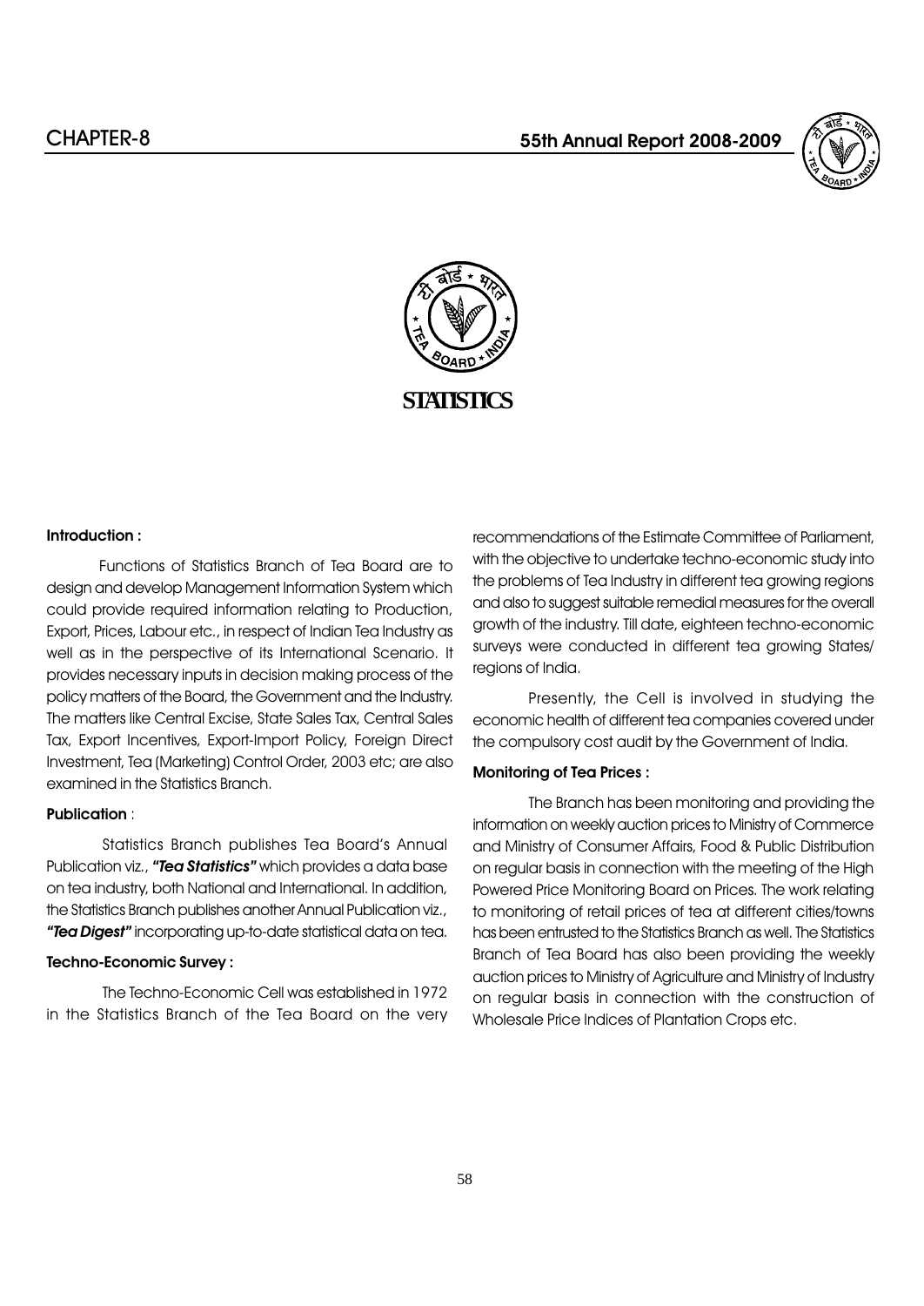# STATISTICS

### Introduction :

Functions of Statistics Branch of Tea Board are to design and develop Management Information System which could provide required information relating to Production, Export, Prices, Labour etc., in respect of Indian Tea Industry as well as in the perspective of its International Scenario. It provides necessary inputs in decision making process of the policy matters of the Board, the Government and the Industry. The matters like Central Excise, State Sales Tax, Central Sales Tax, Export Incentives, Export-Import Policy, Foreign Direct Investment, Tea (Marketing) Control Order, 2003 etc; are also examined in the Statistics Branch.

### Publication :

Statistics Branch publishes Tea Board's Annual Publication viz., ***"Tea Statistics"*** which provides a data base on tea industry, both National and International. In addition, the Statistics Branch publishes another Annual Publication viz., ***"Tea Digest"*** incorporating up-to-date statistical data on tea.

### Techno-Economic Survey :

The Techno-Economic Cell was established in 1972 in the Statistics Branch of the Tea Board on the very recommendations of the Estimate Committee of Parliament, with the objective to undertake techno-economic study into the problems of Tea Industry in different tea growing regions and also to suggest suitable remedial measures for the overall growth of the industry. Till date, eighteen techno-economic surveys were conducted in different tea growing States/ regions of India.

Presently, the Cell is involved in studying the economic health of different tea companies covered under the compulsory cost audit by the Government of India.

### Monitoring of Tea Prices :

The Branch has been monitoring and providing the information on weekly auction prices to Ministry of Commerce and Ministry of Consumer Affairs, Food & Public Distribution on regular basis in connection with the meeting of the High Powered Price Monitoring Board on Prices. The work relating to monitoring of retail prices of tea at different cities/towns has been entrusted to the Statistics Branch as well. The Statistics Branch of Tea Board has also been providing the weekly auction prices to Ministry of Agriculture and Ministry of Industry on regular basis in connection with the construction of Wholesale Price Indices of Plantation Crops etc.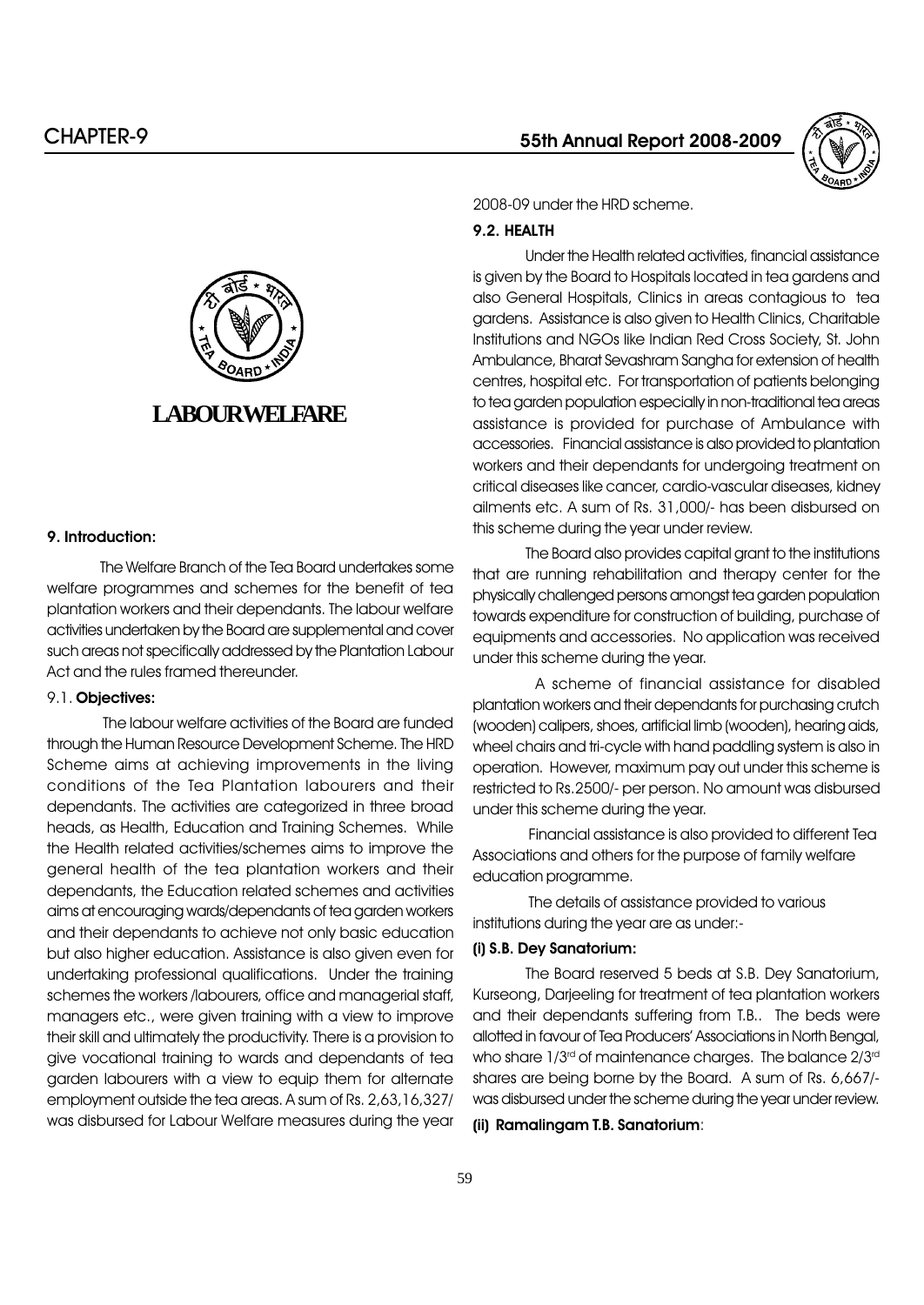# LABOUR WELFARE

### 9. Introduction:

The Welfare Branch of the Tea Board undertakes some welfare programmes and schemes for the benefit of tea plantation workers and their dependants. The labour welfare activities undertaken by the Board are supplemental and cover such areas not specifically addressed by the Plantation Labour Act and the rules framed thereunder.

### 9.1. Objectives:

The labour welfare activities of the Board are funded through the Human Resource Development Scheme. The HRD Scheme aims at achieving improvements in the living conditions of the Tea Plantation labourers and their dependants. The activities are categorized in three broad heads, as Health, Education and Training Schemes. While the Health related activities/schemes aims to improve the general health of the tea plantation workers and their dependants, the Education related schemes and activities aims at encouraging wards/dependants of tea garden workers and their dependants to achieve not only basic education but also higher education. Assistance is also given even for undertaking professional qualifications. Under the training schemes the workers /labourers, office and managerial staff, managers etc., were given training with a view to improve their skill and ultimately the productivity. There is a provision to give vocational training to wards and dependants of tea garden labourers with a view to equip them for alternate employment outside the tea areas. A sum of Rs. 2,63,16,327/ was disbursed for Labour Welfare measures during the year 2008-09 under the HRD scheme.

### 9.2. HEALTH

Under the Health related activities, financial assistance is given by the Board to Hospitals located in tea gardens and also General Hospitals, Clinics in areas contagious to tea gardens. Assistance is also given to Health Clinics, Charitable Institutions and NGOs like Indian Red Cross Society, St. John Ambulance, Bharat Sevashram Sangha for extension of health centres, hospital etc. For transportation of patients belonging to tea garden population especially in non-traditional tea areas assistance is provided for purchase of Ambulance with accessories. Financial assistance is also provided to plantation workers and their dependants for undergoing treatment on critical diseases like cancer, cardio-vascular diseases, kidney ailments etc. A sum of Rs. 31,000/- has been disbursed on this scheme during the year under review.

The Board also provides capital grant to the institutions that are running rehabilitation and therapy center for the physically challenged persons amongst tea garden population towards expenditure for construction of building, purchase of equipments and accessories. No application was received under this scheme during the year.

A scheme of financial assistance for disabled plantation workers and their dependants for purchasing crutch (wooden) calipers, shoes, artificial limb (wooden), hearing aids, wheel chairs and tri-cycle with hand paddling system is also in operation. However, maximum pay out under this scheme is restricted to Rs.2500/- per person. No amount was disbursed under this scheme during the year.

Financial assistance is also provided to different Tea Associations and others for the purpose of family welfare education programme.

The details of assistance provided to various institutions during the year are as under:-

**(i) S.B. Dey Sanatorium:**

The Board reserved 5 beds at S.B. Dey Sanatorium, Kurseong, Darjeeling for treatment of tea plantation workers and their dependants suffering from T.B.. The beds were allotted in favour of Tea Producers' Associations in North Bengal, who share 1/3rd of maintenance charges. The balance 2/3rd shares are being borne by the Board. A sum of Rs. 6,667/- was disbursed under the scheme during the year under review.

**(ii) Ramalingam T.B. Sanatorium**: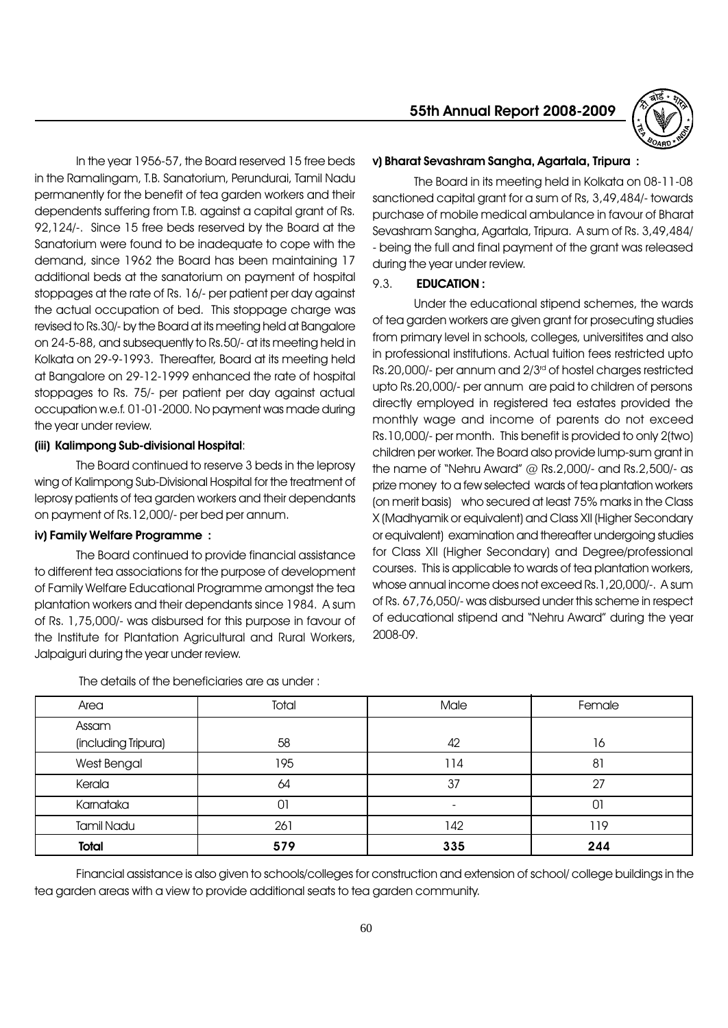In the year 1956-57, the Board reserved 15 free beds in the Ramalingam, T.B. Sanatorium, Perundurai, Tamil Nadu permanently for the benefit of tea garden workers and their dependents suffering from T.B. against a capital grant of Rs. 92,124/-. Since 15 free beds reserved by the Board at the Sanatorium were found to be inadequate to cope with the demand, since 1962 the Board has been maintaining 17 additional beds at the sanatorium on payment of hospital stoppages at the rate of Rs. 16/- per patient per day against the actual occupation of bed. This stoppage charge was revised to Rs.30/- by the Board at its meeting held at Bangalore on 24-5-88, and subsequently to Rs.50/- at its meeting held in Kolkata on 29-9-1993. Thereafter, Board at its meeting held at Bangalore on 29-12-1999 enhanced the rate of hospital stoppages to Rs. 75/- per patient per day against actual occupation w.e.f. 01-01-2000. No payment was made during the year under review.

**(iii) Kalimpong Sub-divisional Hospital**:

The Board continued to reserve 3 beds in the leprosy wing of Kalimpong Sub-Divisional Hospital for the treatment of leprosy patients of tea garden workers and their dependants on payment of Rs.12,000/- per bed per annum.

**iv) Family Welfare Programme :**

The Board continued to provide financial assistance to different tea associations for the purpose of development of Family Welfare Educational Programme amongst the tea plantation workers and their dependants since 1984. A sum of Rs. 1,75,000/- was disbursed for this purpose in favour of the Institute for Plantation Agricultural and Rural Workers, Jalpaiguri during the year under review.

**v) Bharat Sevashram Sangha, Agartala, Tripura :**

The Board in its meeting held in Kolkata on 08-11-08 sanctioned capital grant for a sum of Rs, 3,49,484/- towards purchase of mobile medical ambulance in favour of Bharat Sevashram Sangha, Agartala, Tripura. A sum of Rs. 3,49,484/- being the full and final payment of the grant was released during the year under review.

9.3. **EDUCATION :**

Under the educational stipend schemes, the wards of tea garden workers are given grant for prosecuting studies from primary level in schools, colleges, universitites and also in professional institutions. Actual tuition fees restricted upto Rs.20,000/- per annum and 2/3rd of hostel charges restricted upto Rs.20,000/- per annum are paid to children of persons directly employed in registered tea estates provided the monthly wage and income of parents do not exceed Rs.10,000/- per month. This benefit is provided to only 2(two) children per worker. The Board also provide lump-sum grant in the name of "Nehru Award" @ Rs.2,000/- and Rs.2,500/- as prize money to a few selected wards of tea plantation workers (on merit basis) who secured at least 75% marks in the Class X (Madhyamik or equivalent) and Class XII (Higher Secondary or equivalent) examination and thereafter undergoing studies for Class XII (Higher Secondary) and Degree/professional courses. This is applicable to wards of tea plantation workers, whose annual income does not exceed Rs.1,20,000/-. A sum of Rs. 67,76,050/- was disbursed under this scheme in respect of educational stipend and "Nehru Award" during the year 2008-09.

The details of the beneficiaries are as under :

| Area | Total | Male | Female |
|---|---|---|---|
| Assam (including Tripura) | 58 | 42 | 16 |
| West Bengal | 195 | 114 | 81 |
| Kerala | 64 | 37 | 27 |
| Karnataka | 01 | - | 01 |
| Tamil Nadu | 261 | 142 | 119 |
| **Total** | **579** | **335** | **244** |

Financial assistance is also given to schools/colleges for construction and extension of school/ college buildings in the tea garden areas with a view to provide additional seats to tea garden community.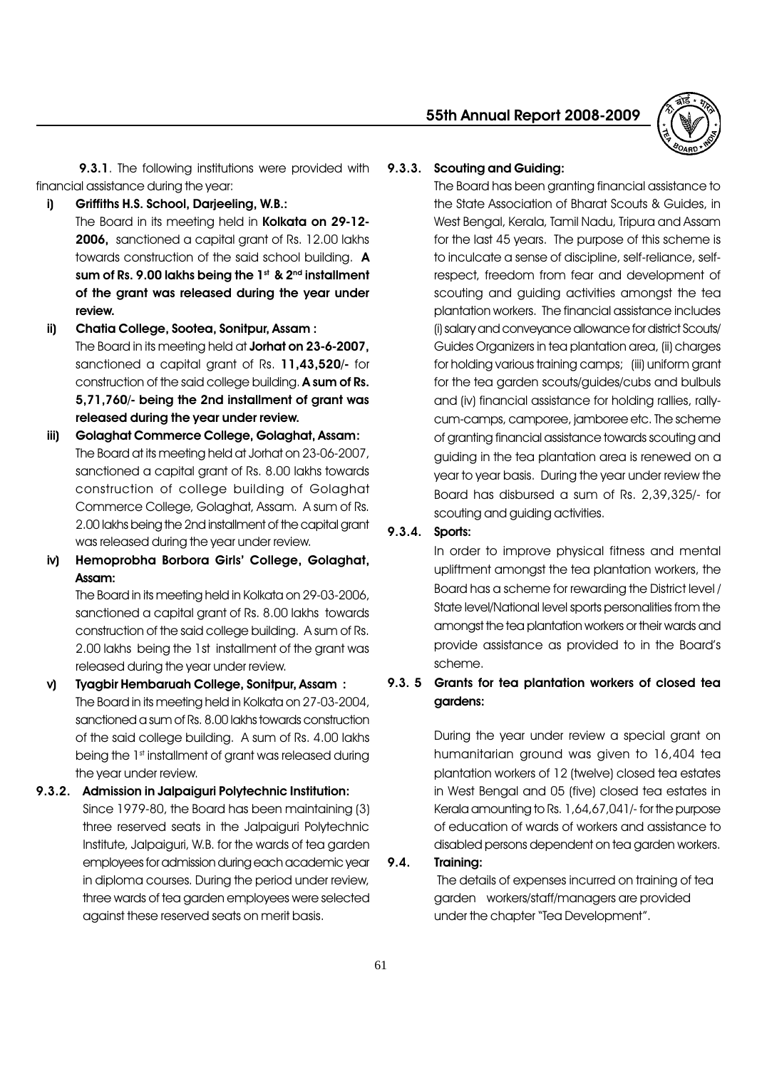**9.3.1**. The following institutions were provided with financial assistance during the year:

**i) Griffiths H.S. School, Darjeeling, W.B.:**

The Board in its meeting held in **Kolkata on 29-12-2006,** sanctioned a capital grant of Rs. 12.00 lakhs towards construction of the said school building. **A sum of Rs. 9.00 lakhs being the 1st & 2nd installment of the grant was released during the year under review.**

**ii) Chatia College, Sootea, Sonitpur, Assam :**

The Board in its meeting held at **Jorhat on 23-6-2007,** sanctioned a capital grant of Rs. **11,43,520/-** for construction of the said college building. **A sum of Rs. 5,71,760/- being the 2nd installment of grant was released during the year under review.**

**iii) Golaghat Commerce College, Golaghat, Assam:**

The Board at its meeting held at Jorhat on 23-06-2007, sanctioned a capital grant of Rs. 8.00 lakhs towards construction of college building of Golaghat Commerce College, Golaghat, Assam. A sum of Rs. 2.00 lakhs being the 2nd installment of the capital grant was released during the year under review.

**iv) Hemoprobha Borbora Girls' College, Golaghat, Assam:**

The Board in its meeting held in Kolkata on 29-03-2006, sanctioned a capital grant of Rs. 8.00 lakhs towards construction of the said college building. A sum of Rs. 2.00 lakhs being the 1st installment of the grant was released during the year under review.

**v) Tyagbir Hembaruah College, Sonitpur, Assam :**

The Board in its meeting held in Kolkata on 27-03-2004, sanctioned a sum of Rs. 8.00 lakhs towards construction of the said college building. A sum of Rs. 4.00 lakhs being the 1st installment of grant was released during the year under review.

**9.3.2. Admission in Jalpaiguri Polytechnic Institution:**

Since 1979-80, the Board has been maintaining (3) three reserved seats in the Jalpaiguri Polytechnic Institute, Jalpaiguri, W.B. for the wards of tea garden employees for admission during each academic year in diploma courses. During the period under review, three wards of tea garden employees were selected against these reserved seats on merit basis.

**9.3.3. Scouting and Guiding:**

The Board has been granting financial assistance to the State Association of Bharat Scouts & Guides, in West Bengal, Kerala, Tamil Nadu, Tripura and Assam for the last 45 years. The purpose of this scheme is to inculcate a sense of discipline, self-reliance, self-respect, freedom from fear and development of scouting and guiding activities amongst the tea plantation workers. The financial assistance includes (i) salary and conveyance allowance for district Scouts/ Guides Organizers in tea plantation area, (ii) charges for holding various training camps; (iii) uniform grant for the tea garden scouts/guides/cubs and bulbuls and (iv) financial assistance for holding rallies, rally-cum-camps, camporee, jamboree etc. The scheme of granting financial assistance towards scouting and guiding in the tea plantation area is renewed on a year to year basis. During the year under review the Board has disbursed a sum of Rs. 2,39,325/- for scouting and guiding activities.

**9.3.4. Sports:**

In order to improve physical fitness and mental upliftment amongst the tea plantation workers, the Board has a scheme for rewarding the District level / State level/National level sports personalities from the amongst the tea plantation workers or their wards and provide assistance as provided to in the Board's scheme.

**9.3. 5 Grants for tea plantation workers of closed tea gardens:**

During the year under review a special grant on humanitarian ground was given to 16,404 tea plantation workers of 12 (twelve) closed tea estates in West Bengal and 05 (five) closed tea estates in Kerala amounting to Rs. 1,64,67,041/- for the purpose of education of wards of workers and assistance to disabled persons dependent on tea garden workers.

**9.4. Training:**

The details of expenses incurred on training of tea garden workers/staff/managers are provided under the chapter "Tea Development".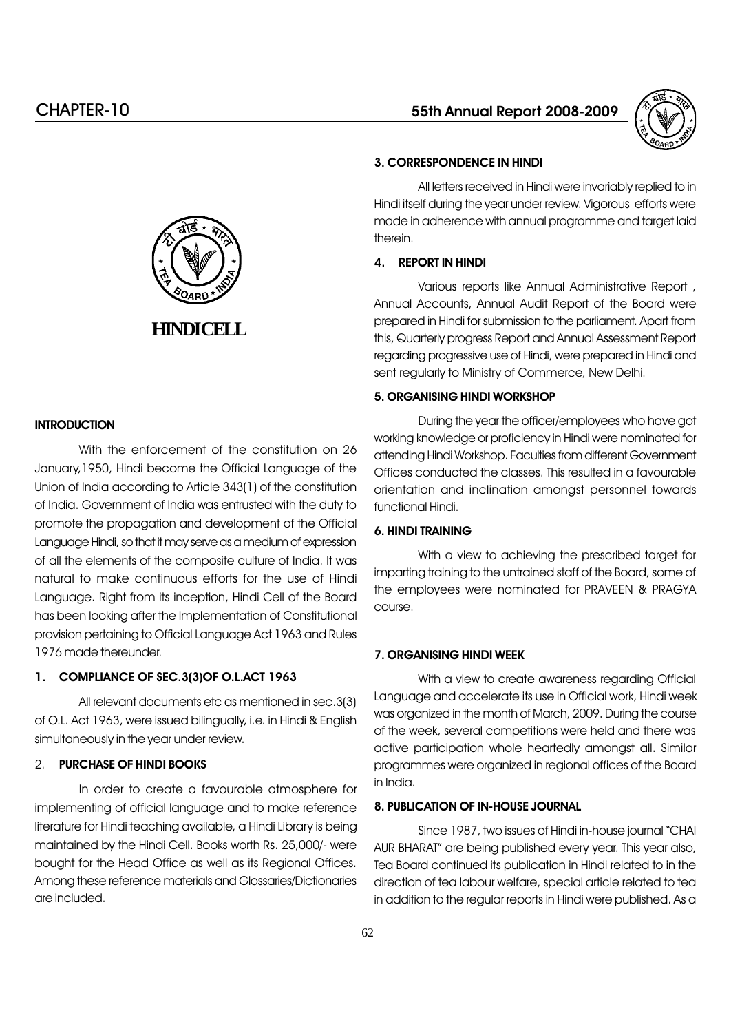# HINDICELL

## INTRODUCTION

With the enforcement of the constitution on 26 January,1950, Hindi become the Official Language of the Union of India according to Article 343(1) of the constitution of India. Government of India was entrusted with the duty to promote the propagation and development of the Official Language Hindi, so that it may serve as a medium of expression of all the elements of the composite culture of India. It was natural to make continuous efforts for the use of Hindi Language. Right from its inception, Hindi Cell of the Board has been looking after the Implementation of Constitutional provision pertaining to Official Language Act 1963 and Rules 1976 made thereunder.

### 1. COMPLIANCE OF SEC.3(3)OF O.L.ACT 1963

All relevant documents etc as mentioned in sec.3(3) of O.L. Act 1963, were issued bilingually, i.e. in Hindi & English simultaneously in the year under review.

### 2. PURCHASE OF HINDI BOOKS

In order to create a favourable atmosphere for implementing of official language and to make reference literature for Hindi teaching available, a Hindi Library is being maintained by the Hindi Cell. Books worth Rs. 25,000/- were bought for the Head Office as well as its Regional Offices. Among these reference materials and Glossaries/Dictionaries are included.

### 3. CORRESPONDENCE IN HINDI

All letters received in Hindi were invariably replied to in Hindi itself during the year under review. Vigorous efforts were made in adherence with annual programme and target laid therein.

### 4. REPORT IN HINDI

Various reports like Annual Administrative Report , Annual Accounts, Annual Audit Report of the Board were prepared in Hindi for submission to the parliament. Apart from this, Quarterly progress Report and Annual Assessment Report regarding progressive use of Hindi, were prepared in Hindi and sent regularly to Ministry of Commerce, New Delhi.

### 5. ORGANISING HINDI WORKSHOP

During the year the officer/employees who have got working knowledge or proficiency in Hindi were nominated for attending Hindi Workshop. Faculties from different Government Offices conducted the classes. This resulted in a favourable orientation and inclination amongst personnel towards functional Hindi.

### 6. HINDI TRAINING

With a view to achieving the prescribed target for imparting training to the untrained staff of the Board, some of the employees were nominated for PRAVEEN & PRAGYA course.

### 7. ORGANISING HINDI WEEK

With a view to create awareness regarding Official Language and accelerate its use in Official work, Hindi week was organized in the month of March, 2009. During the course of the week, several competitions were held and there was active participation whole heartedly amongst all. Similar programmes were organized in regional offices of the Board in India.

### 8. PUBLICATION OF IN-HOUSE JOURNAL

Since 1987, two issues of Hindi in-house journal "CHAI AUR BHARAT" are being published every year. This year also, Tea Board continued its publication in Hindi related to in the direction of tea labour welfare, special article related to tea in addition to the regular reports in Hindi were published. As a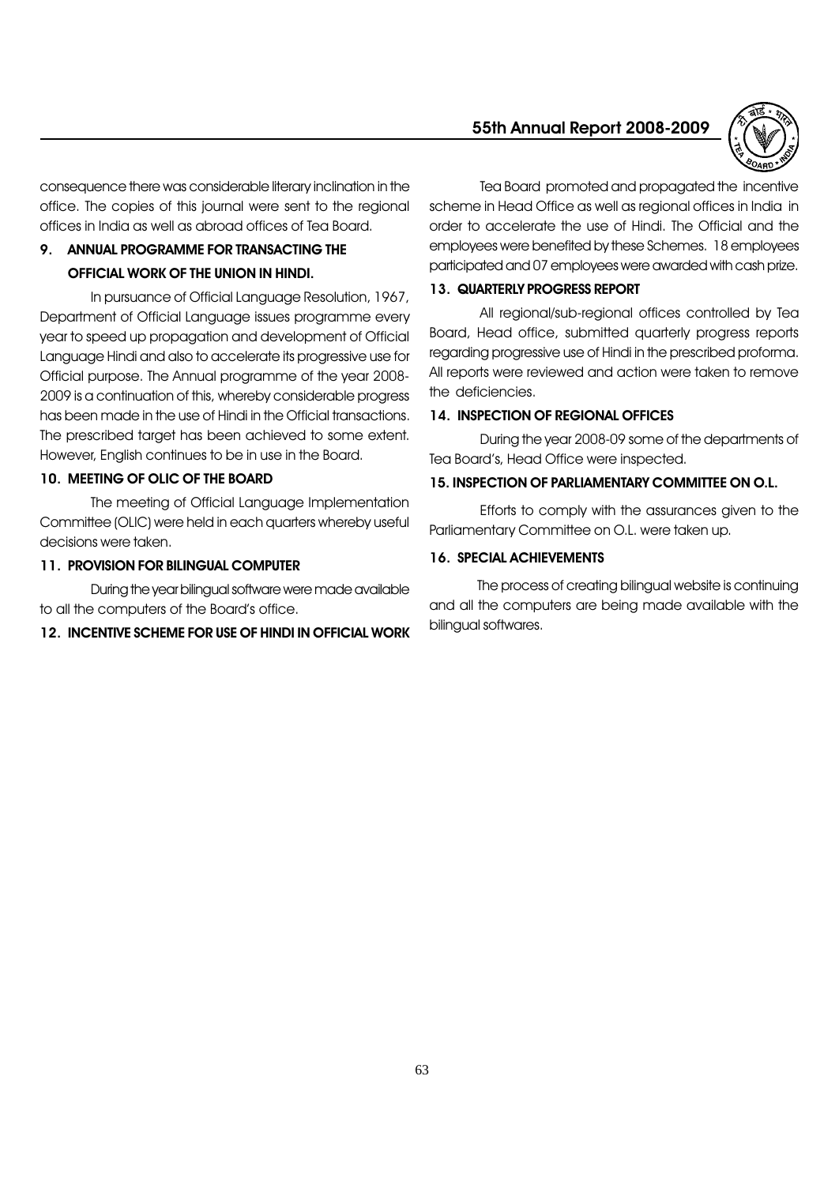consequence there was considerable literary inclination in the office. The copies of this journal were sent to the regional offices in India as well as abroad offices of Tea Board.

## 9. ANNUAL PROGRAMME FOR TRANSACTING THE OFFICIAL WORK OF THE UNION IN HINDI.

In pursuance of Official Language Resolution, 1967, Department of Official Language issues programme every year to speed up propagation and development of Official Language Hindi and also to accelerate its progressive use for Official purpose. The Annual programme of the year 2008-2009 is a continuation of this, whereby considerable progress has been made in the use of Hindi in the Official transactions. The prescribed target has been achieved to some extent. However, English continues to be in use in the Board.

## 10. MEETING OF OLIC OF THE BOARD

The meeting of Official Language Implementation Committee (OLIC) were held in each quarters whereby useful decisions were taken.

## 11. PROVISION FOR BILINGUAL COMPUTER

During the year bilingual software were made available to all the computers of the Board's office.

## 12. INCENTIVE SCHEME FOR USE OF HINDI IN OFFICIAL WORK

Tea Board promoted and propagated the incentive scheme in Head Office as well as regional offices in India in order to accelerate the use of Hindi. The Official and the employees were benefited by these Schemes. 18 employees participated and 07 employees were awarded with cash prize.

## 13. QUARTERLY PROGRESS REPORT

All regional/sub-regional offices controlled by Tea Board, Head office, submitted quarterly progress reports regarding progressive use of Hindi in the prescribed proforma. All reports were reviewed and action were taken to remove the deficiencies.

## 14. INSPECTION OF REGIONAL OFFICES

During the year 2008-09 some of the departments of Tea Board's, Head Office were inspected.

## 15. INSPECTION OF PARLIAMENTARY COMMITTEE ON O.L.

Efforts to comply with the assurances given to the Parliamentary Committee on O.L. were taken up.

## 16. SPECIAL ACHIEVEMENTS

The process of creating bilingual website is continuing and all the computers are being made available with the bilingual softwares.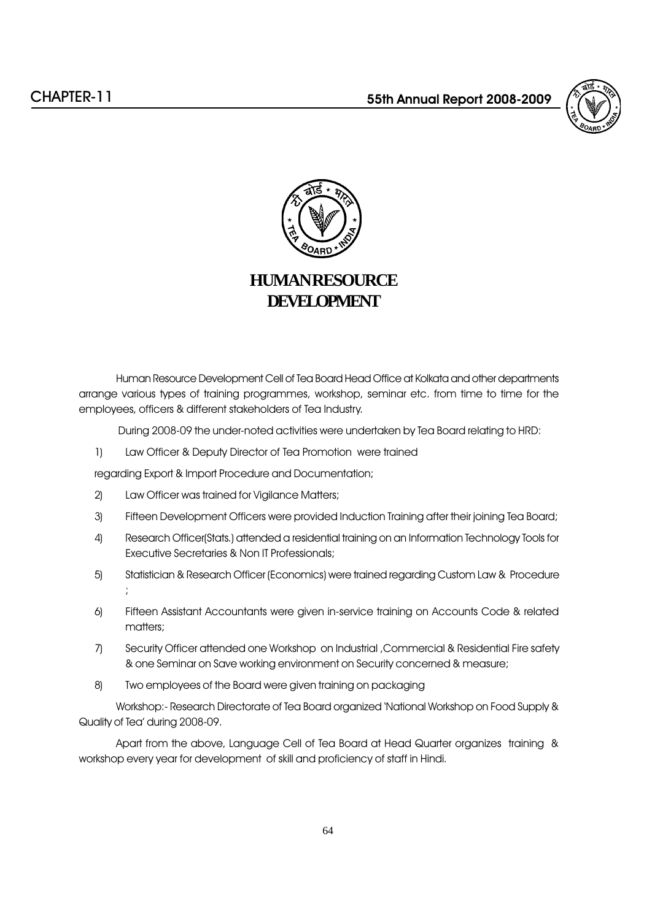# HUMAN RESOURCE DEVELOPMENT

Human Resource Development Cell of Tea Board Head Office at Kolkata and other departments arrange various types of training programmes, workshop, seminar etc. from time to time for the employees, officers & different stakeholders of Tea Industry.

During 2008-09 the under-noted activities were undertaken by Tea Board relating to HRD:

1) Law Officer & Deputy Director of Tea Promotion were trained regarding Export & Import Procedure and Documentation;
2) Law Officer was trained for Vigilance Matters;
3) Fifteen Development Officers were provided Induction Training after their joining Tea Board;
4) Research Officer(Stats.) attended a residential training on an Information Technology Tools for Executive Secretaries & Non IT Professionals;
5) Statistician & Research Officer (Economics) were trained regarding Custom Law & Procedure ;
6) Fifteen Assistant Accountants were given in-service training on Accounts Code & related matters;
7) Security Officer attended one Workshop on Industrial ,Commercial & Residential Fire safety & one Seminar on Save working environment on Security concerned & measure;
8) Two employees of the Board were given training on packaging

Workshop:- Research Directorate of Tea Board organized 'National Workshop on Food Supply & Quality of Tea' during 2008-09.

Apart from the above, Language Cell of Tea Board at Head Quarter organizes training & workshop every year for development of skill and proficiency of staff in Hindi.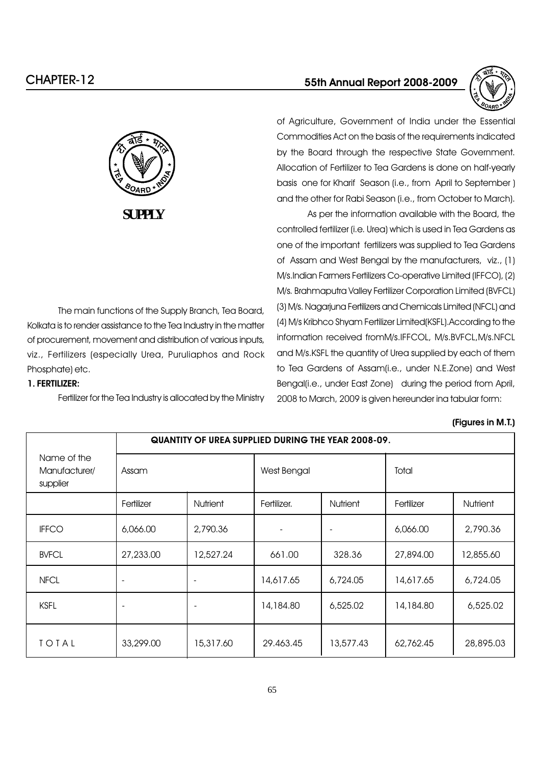## SUPPLY

The main functions of the Supply Branch, Tea Board, Kolkata is to render assistance to the Tea Industry in the matter of procurement, movement and distribution of various inputs, viz., Fertilizers (especially Urea, Puruliaphos and Rock Phosphate) etc.

### 1. FERTILIZER:

Fertilizer for the Tea Industry is allocated by the Ministry of Agriculture, Government of India under the Essential Commodities Act on the basis of the requirements indicated by the Board through the respective State Government. Allocation of Fertilizer to Tea Gardens is done on half-yearly basis one for Kharif Season (i.e., from April to September ) and the other for Rabi Season (i.e., from October to March).

As per the information available with the Board, the controlled fertilizer (i.e. Urea) which is used in Tea Gardens as one of the important fertilizers was supplied to Tea Gardens of Assam and West Bengal by the manufacturers, viz., (1) M/s.Indian Farmers Fertilizers Co-operative Limited (IFFCO), (2) M/s. Brahmaputra Valley Fertilizer Corporation Limited (BVFCL) (3) M/s. Nagarjuna Fertilizers and Chemicals Limited (NFCL) and (4) M/s Kribhco Shyam Fertilizer Limited(KSFL).According to the information received fromM/s.IFFCOL, M/s.BVFCL,M/s.NFCL and M/s.KSFL the quantity of Urea supplied by each of them to Tea Gardens of Assam(i.e., under N.E.Zone) and West Bengal(i.e., under East Zone) during the period from April, 2008 to March, 2009 is given hereunder ina tabular form:

**(Figures in M.T.)**

| Name of the Manufacturer/ supplier | QUANTITY OF UREA SUPPLIED DURING THE YEAR 2008-09. | | | | | |
|---|---|---|---|---|---|---|
| | Assam | | West Bengal | | Total | |
| | Fertilizer | Nutrient | Fertilizer. | Nutrient | Fertilizer | Nutrient |
| IFFCO | 6,066.00 | 2,790.36 | - | - | 6,066.00 | 2,790.36 |
| BVFCL | 27,233.00 | 12,527.24 | 661.00 | 328.36 | 27,894.00 | 12,855.60 |
| NFCL | - | - | 14,617.65 | 6,724.05 | 14,617.65 | 6,724.05 |
| KSFL | - | - | 14,184.80 | 6,525.02 | 14,184.80 | 6,525.02 |
| TOTAL | 33,299.00 | 15,317.60 | 29.463.45 | 13,577.43 | 62,762.45 | 28,895.03 |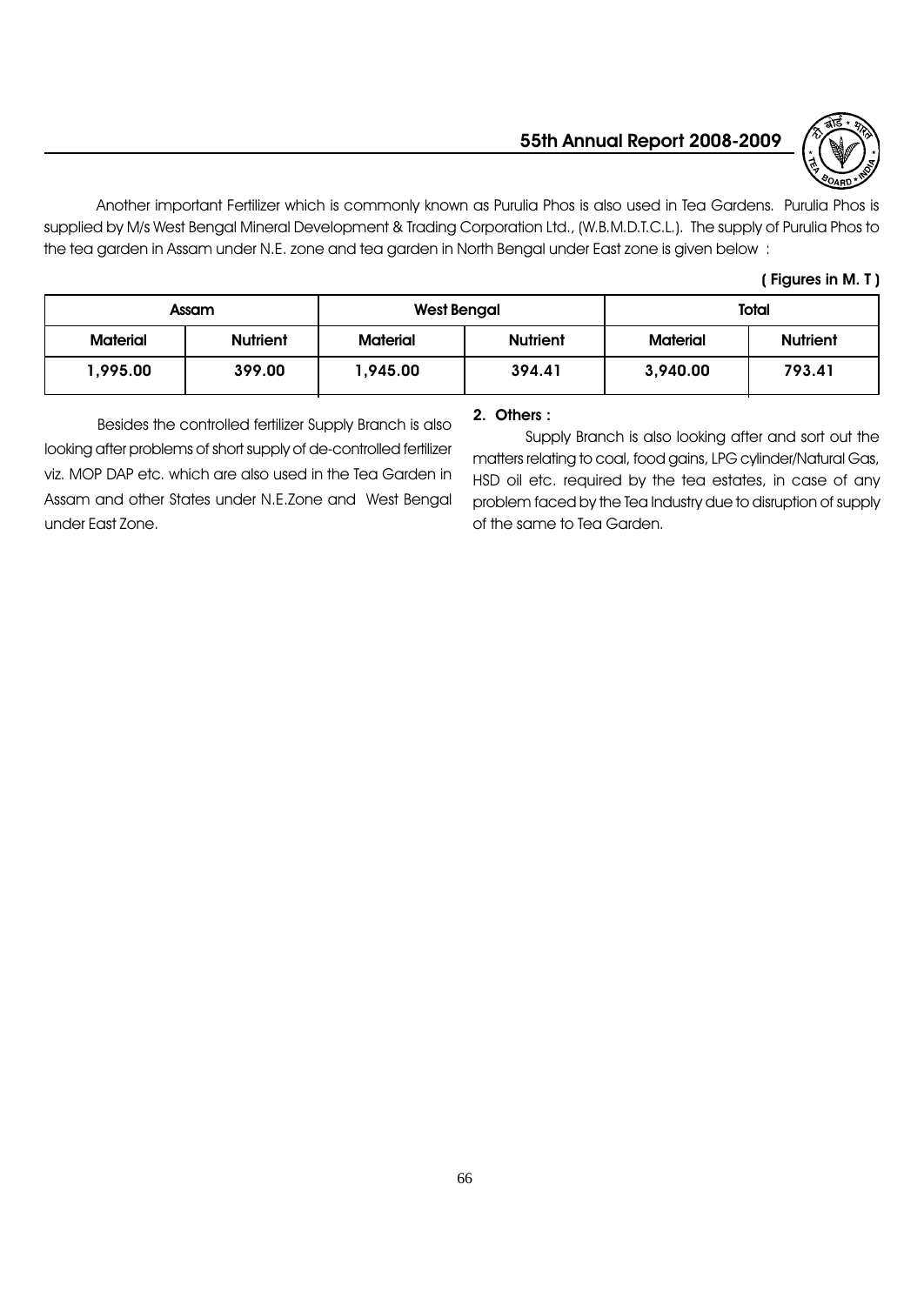Another important Fertilizer which is commonly known as Purulia Phos is also used in Tea Gardens. Purulia Phos is supplied by M/s West Bengal Mineral Development & Trading Corporation Ltd., (W.B.M.D.T.C.L.). The supply of Purulia Phos to the tea garden in Assam under N.E. zone and tea garden in North Bengal under East zone is given below :

**( Figures in M. T )**

| Assam | | West Bengal | | Total | |
|---|---|---|---|---|---|
| Material | Nutrient | Material | Nutrient | Material | Nutrient |
| 1,995.00 | 399.00 | 1,945.00 | 394.41 | 3,940.00 | 793.41 |

Besides the controlled fertilizer Supply Branch is also looking after problems of short supply of de-controlled fertilizer viz. MOP DAP etc. which are also used in the Tea Garden in Assam and other States under N.E.Zone and West Bengal under East Zone.

**2. Others :**

Supply Branch is also looking after and sort out the matters relating to coal, food gains, LPG cylinder/Natural Gas, HSD oil etc. required by the tea estates, in case of any problem faced by the Tea Industry due to disruption of supply of the same to Tea Garden.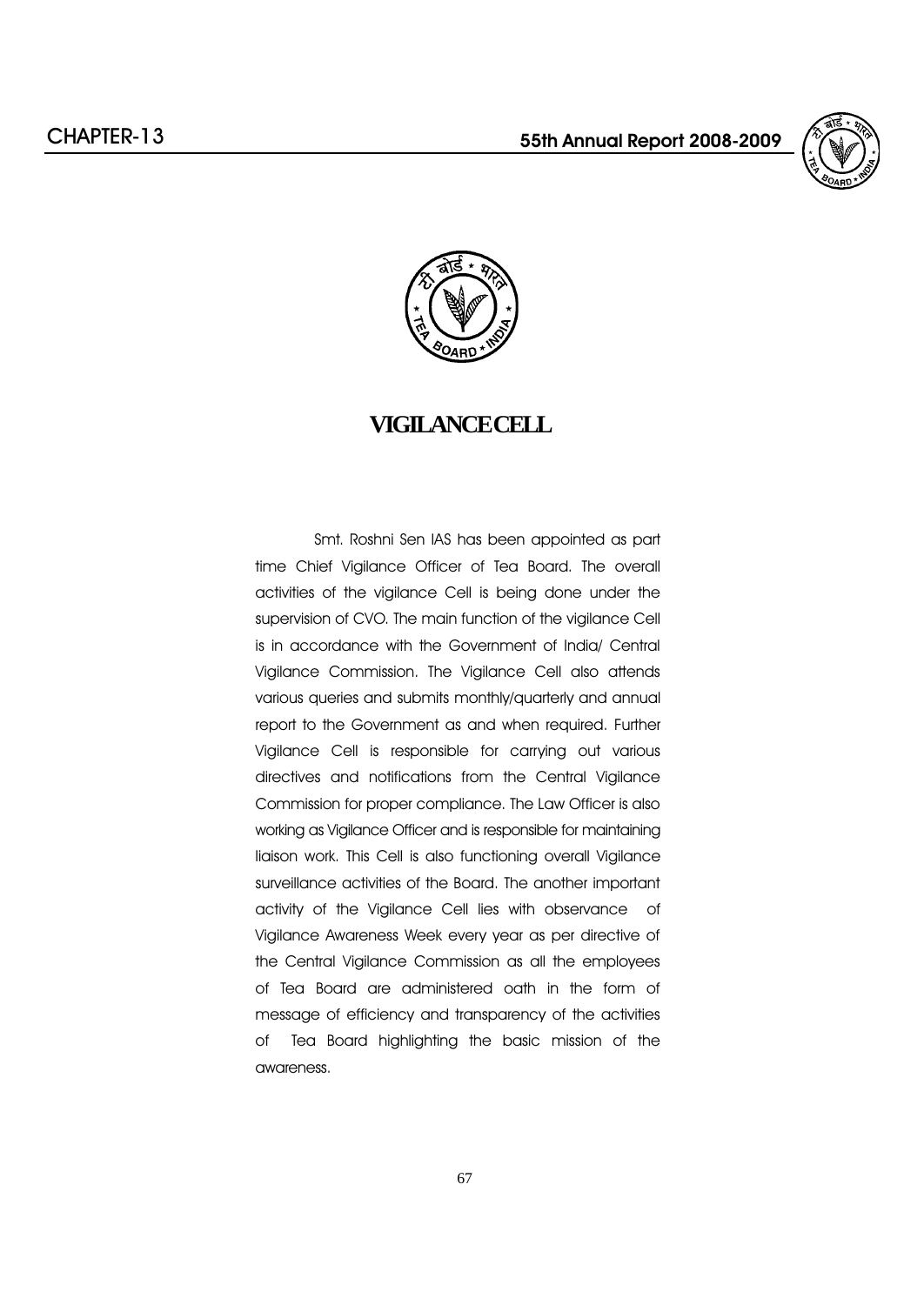# VIGILANCE CELL

Smt. Roshni Sen IAS has been appointed as part time Chief Vigilance Officer of Tea Board. The overall activities of the vigilance Cell is being done under the supervision of CVO. The main function of the vigilance Cell is in accordance with the Government of India/ Central Vigilance Commission. The Vigilance Cell also attends various queries and submits monthly/quarterly and annual report to the Government as and when required. Further Vigilance Cell is responsible for carrying out various directives and notifications from the Central Vigilance Commission for proper compliance. The Law Officer is also working as Vigilance Officer and is responsible for maintaining liaison work. This Cell is also functioning overall Vigilance surveillance activities of the Board. The another important activity of the Vigilance Cell lies with observance of Vigilance Awareness Week every year as per directive of the Central Vigilance Commission as all the employees of Tea Board are administered oath in the form of message of efficiency and transparency of the activities of Tea Board highlighting the basic mission of the awareness.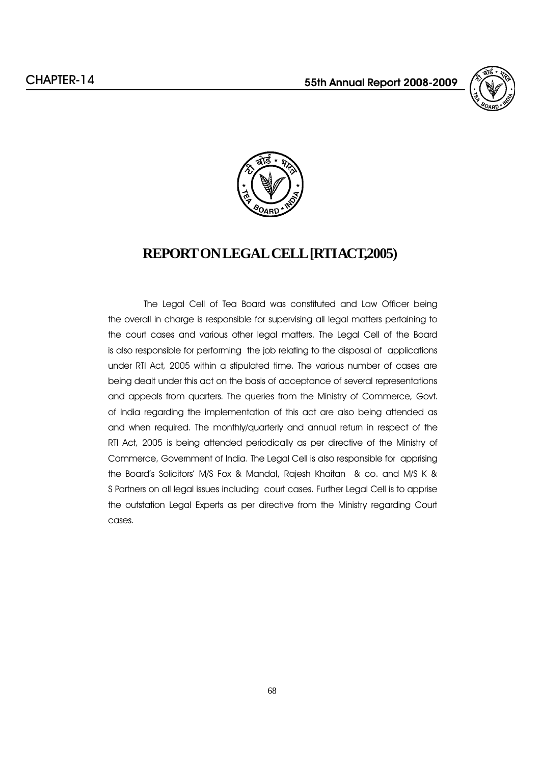# REPORT ON LEGAL CELL [RTI ACT,2005)

The Legal Cell of Tea Board was constituted and Law Officer being the overall in charge is responsible for supervising all legal matters pertaining to the court cases and various other legal matters. The Legal Cell of the Board is also responsible for performing the job relating to the disposal of applications under RTI Act, 2005 within a stipulated time. The various number of cases are being dealt under this act on the basis of acceptance of several representations and appeals from quarters. The queries from the Ministry of Commerce, Govt. of India regarding the implementation of this act are also being attended as and when required. The monthly/quarterly and annual return in respect of the RTI Act, 2005 is being attended periodically as per directive of the Ministry of Commerce, Government of India. The Legal Cell is also responsible for apprising the Board's Solicitors' M/S Fox & Mandal, Rajesh Khaitan & co. and M/S K & S Partners on all legal issues including court cases. Further Legal Cell is to apprise the outstation Legal Experts as per directive from the Ministry regarding Court cases.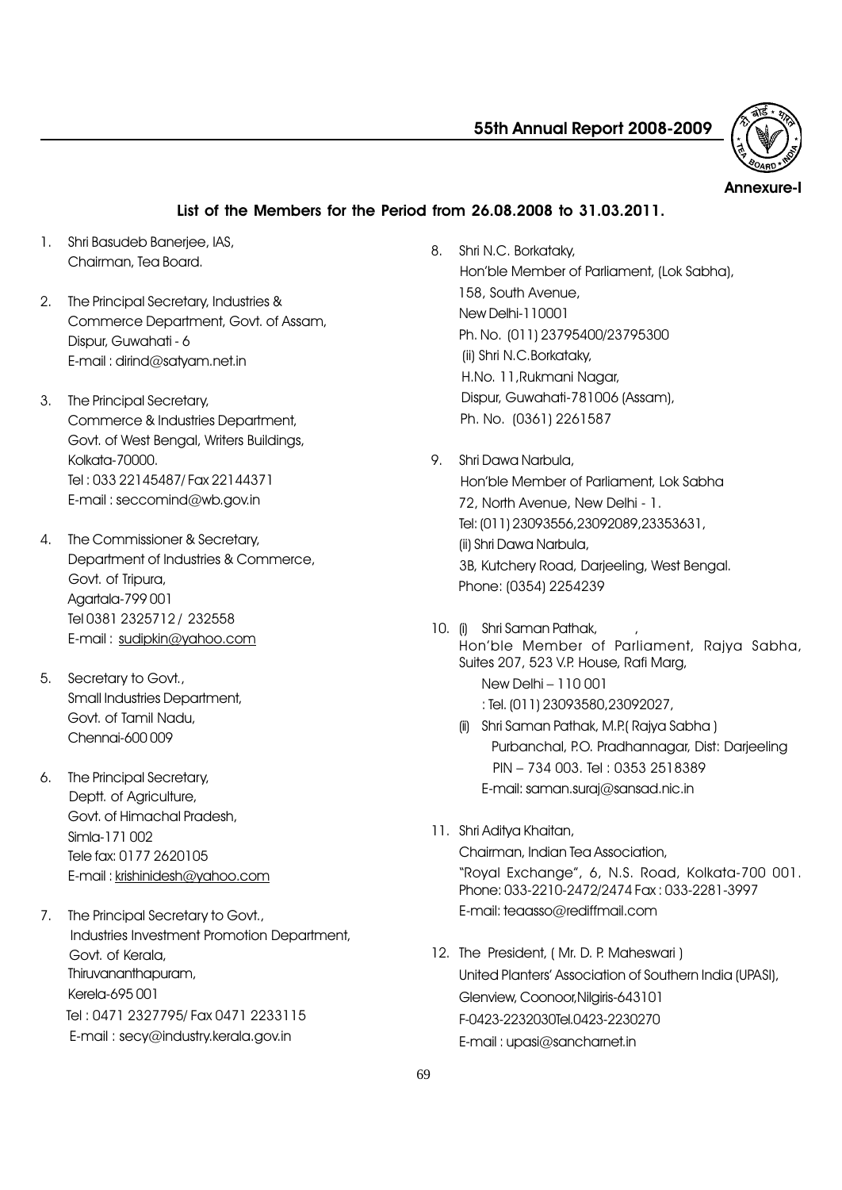Annexure-I

## List of the Members for the Period from 26.08.2008 to 31.03.2011.

1. Shri Basudeb Banerjee, IAS,
   Chairman, Tea Board.

2. The Principal Secretary, Industries &
   Commerce Department, Govt. of Assam,
   Dispur, Guwahati - 6
   E-mail : dirind@satyam.net.in

3. The Principal Secretary,
   Commerce & Industries Department,
   Govt. of West Bengal, Writers Buildings,
   Kolkata-70000.
   Tel : 033 22145487/ Fax 22144371
   E-mail : seccomind@wb.gov.in

4. The Commissioner & Secretary,
   Department of Industries & Commerce,
   Govt. of Tripura,
   Agartala-799 001
   Tel 0381 2325712 / 232558
   E-mail : sudipkin@yahoo.com

5. Secretary to Govt.,
   Small Industries Department,
   Govt. of Tamil Nadu,
   Chennai-600 009

6. The Principal Secretary,
   Deptt. of Agriculture,
   Govt. of Himachal Pradesh,
   Simla-171 002
   Tele fax: 0177 2620105
   E-mail : krishinidesh@yahoo.com

7. The Principal Secretary to Govt.,
   Industries Investment Promotion Department,
   Govt. of Kerala,
   Thiruvananthapuram,
   Kerela-695 001
   Tel : 0471 2327795/ Fax 0471 2233115
   E-mail : secy@industry.kerala.gov.in

8. Shri N.C. Borkataky,
   Hon'ble Member of Parliament, (Lok Sabha),
   158, South Avenue,
   New Delhi-110001
   Ph. No. (011) 23795400/23795300
   (ii) Shri N.C.Borkataky,
   H.No. 11,Rukmani Nagar,
   Dispur, Guwahati-781006 (Assam),
   Ph. No. (0361) 2261587

9. Shri Dawa Narbula,
   Hon'ble Member of Parliament, Lok Sabha
   72, North Avenue, New Delhi - 1.
   Tel: (011) 23093556,23092089,23353631,
   (ii) Shri Dawa Narbula,
   3B, Kutchery Road, Darjeeling, West Bengal.
   Phone: (0354) 2254239

10. (i) Shri Saman Pathak, ,
    Hon'ble Member of Parliament, Rajya Sabha,
    Suites 207, 523 V.P. House, Rafi Marg,
    New Delhi – 110 001
    : Tel. (011) 23093580,23092027,
    (ii) Shri Saman Pathak, M.P.( Rajya Sabha )
    Purbanchal, P.O. Pradhannagar, Dist: Darjeeling
    PIN – 734 003. Tel : 0353 2518389
    E-mail: saman.suraj@sansad.nic.in

11. Shri Aditya Khaitan,
    Chairman, Indian Tea Association,
    "Royal Exchange", 6, N.S. Road, Kolkata-700 001.
    Phone: 033-2210-2472/2474 Fax : 033-2281-3997
    E-mail: teaasso@rediffmail.com

12. The President, ( Mr. D. P. Maheswari )
    United Planters' Association of Southern India (UPASI),
    Glenview, Coonoor,Nilgiris-643101
    F-0423-2232030Tel.0423-2230270
    E-mail : upasi@sancharnet.in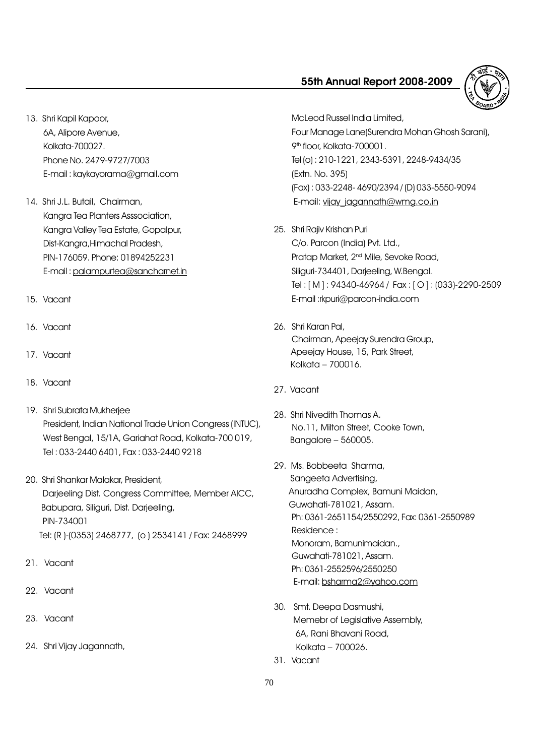13. Shri Kapil Kapoor,
    6A, Alipore Avenue,
    Kolkata-700027.
    Phone No. 2479-9727/7003
    E-mail : kaykayorama@gmail.com

14. Shri J.L. Butail, Chairman,
    Kangra Tea Planters Asssociation,
    Kangra Valley Tea Estate, Gopalpur,
    Dist-Kangra,Himachal Pradesh,
    PIN-176059. Phone: 01894252231
    E-mail : palampurtea@sancharnet.in

15. Vacant

16. Vacant

17. Vacant

18. Vacant

19. Shri Subrata Mukherjee
    President, Indian National Trade Union Congress (INTUC),
    West Bengal, 15/1A, Gariahat Road, Kolkata-700 019,
    Tel : 033-2440 6401, Fax : 033-2440 9218

20. Shri Shankar Malakar, President,
    Darjeeling Dist. Congress Committee, Member AICC,
    Babupara, Siliguri, Dist. Darjeeling,
    PIN-734001
    Tel: (R )-(0353) 2468777, (o ) 2534141 / Fax: 2468999

21. Vacant

22. Vacant

23. Vacant

24. Shri Vijay Jagannath,
    McLeod Russel India Limited,
    Four Manage Lane(Surendra Mohan Ghosh Sarani),
    9th floor, Kolkata-700001.
    Tel (o) : 210-1221, 2343-5391, 2248-9434/35
    (Extn. No. 395)
    (Fax) : 033-2248- 4690/2394 / (D) 033-5550-9094
    E-mail: vijay_jagannath@wmg.co.in

25. Shri Rajiv Krishan Puri
    C/o. Parcon (India) Pvt. Ltd.,
    Pratap Market, 2nd Mile, Sevoke Road,
    Siliguri-734401, Darjeeling, W.Bengal.
    Tel : [ M ] : 94340-46964 / Fax : [ O ] : (033)-2290-2509
    E-mail :rkpuri@parcon-india.com

26. Shri Karan Pal,
    Chairman, Apeejay Surendra Group,
    Apeejay House, 15, Park Street,
    Kolkata – 700016.

27. Vacant

28. Shri Nivedith Thomas A.
    No.11, Milton Street, Cooke Town,
    Bangalore – 560005.

29. Ms. Bobbeeta Sharma,
    Sangeeta Advertising,
    Anuradha Complex, Bamuni Maidan,
    Guwahati-781021, Assam.
    Ph: 0361-2651154/2550292, Fax: 0361-2550989
    Residence :
    Monoram, Bamunimaidan.,
    Guwahati-781021, Assam.
    Ph: 0361-2552596/2550250
    E-mail: bsharma2@yahoo.com

30. Smt. Deepa Dasmushi,
    Memebr of Legislative Assembly,
    6A, Rani Bhavani Road,
    Kolkata – 700026.

31. Vacant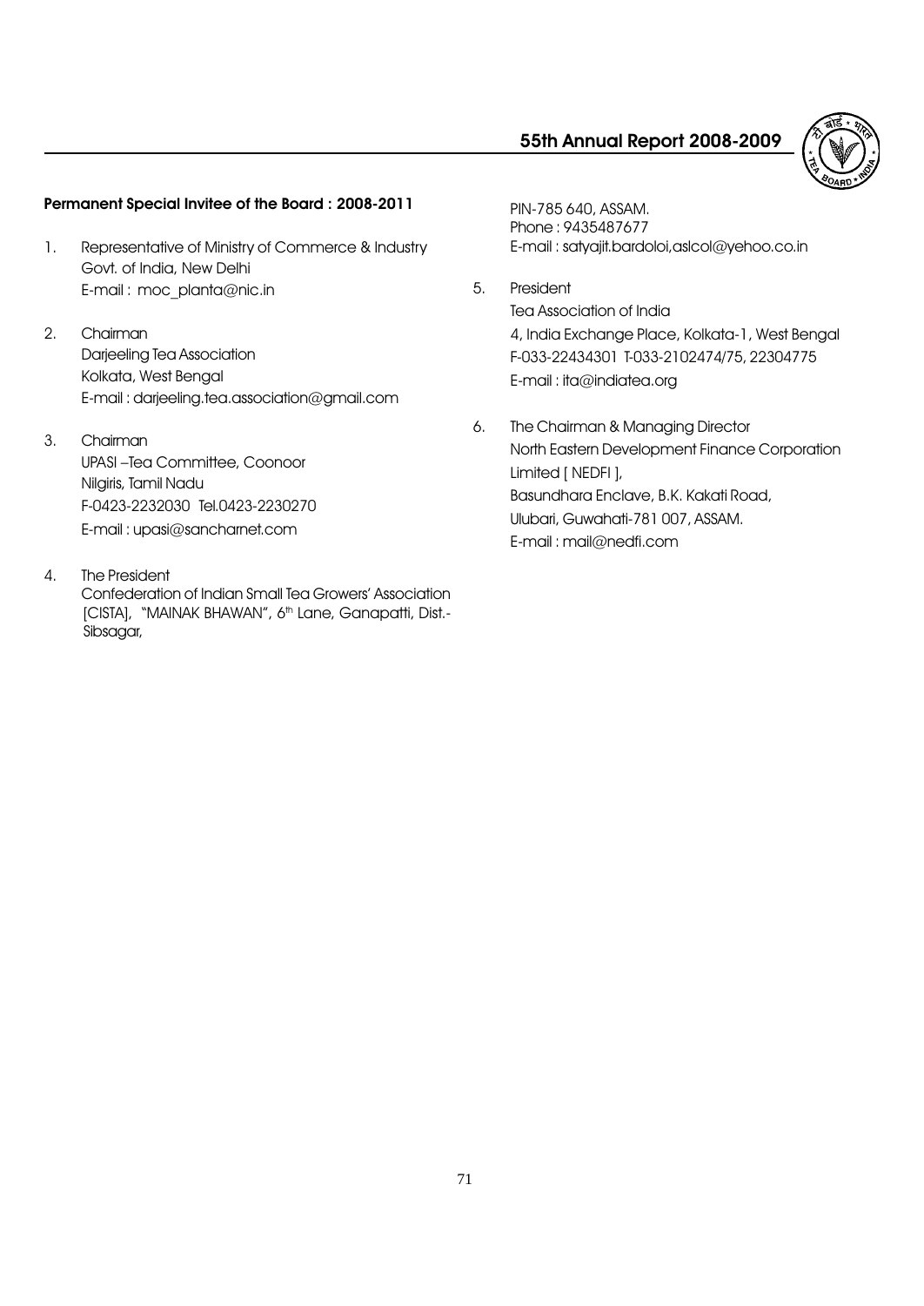**Permanent Special Invitee of the Board : 2008-2011**

1. Representative of Ministry of Commerce & Industry
   Govt. of India, New Delhi
   E-mail : moc_planta@nic.in

2. Chairman
   Darjeeling Tea Association
   Kolkata, West Bengal
   E-mail : darjeeling.tea.association@gmail.com

3. Chairman
   UPASI –Tea Committee, Coonoor
   Nilgiris, Tamil Nadu
   F-0423-2232030 Tel.0423-2230270
   E-mail : upasi@sancharnet.com

4. The President
   Confederation of Indian Small Tea Growers' Association [CISTA], "MAINAK BHAWAN", 6th Lane, Ganapatti, Dist.-Sibsagar,
   PIN-785 640, ASSAM.
   Phone : 9435487677
   E-mail : satyajit.bardoloi,aslcol@yehoo.co.in

5. President
   Tea Association of India
   4, India Exchange Place, Kolkata-1, West Bengal
   F-033-22434301 T-033-2102474/75, 22304775
   E-mail : ita@indiatea.org

6. The Chairman & Managing Director
   North Eastern Development Finance Corporation Limited [ NEDFI ],
   Basundhara Enclave, B.K. Kakati Road,
   Ulubari, Guwahati-781 007, ASSAM.
   E-mail : mail@nedfi.com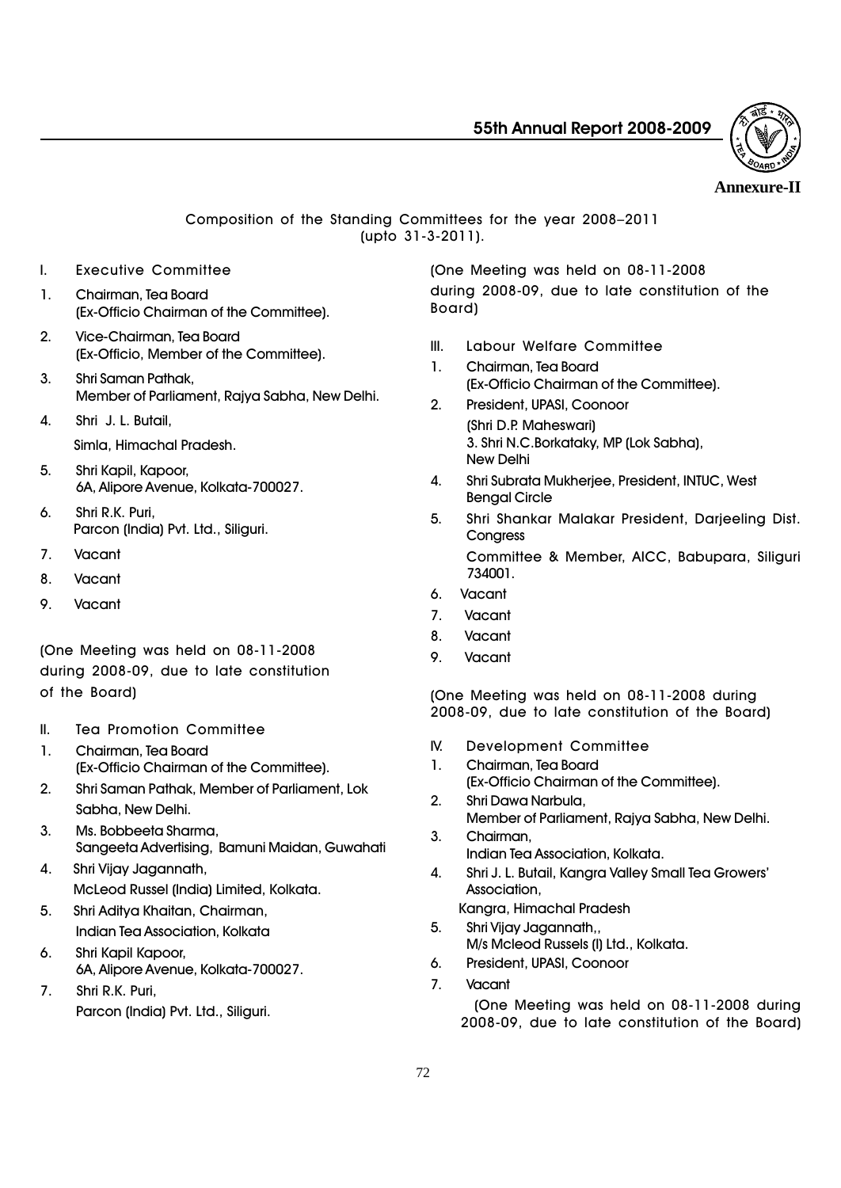**Annexure-II**

Composition of the Standing Committees for the year 2008–2011 (upto 31-3-2011).

I. Executive Committee

1. Chairman, Tea Board (Ex-Officio Chairman of the Committee).
2. Vice-Chairman, Tea Board (Ex-Officio, Member of the Committee).
3. Shri Saman Pathak, Member of Parliament, Rajya Sabha, New Delhi.
4. Shri J. L. Butail, Simla, Himachal Pradesh.
5. Shri Kapil, Kapoor, 6A, Alipore Avenue, Kolkata-700027.
6. Shri R.K. Puri, Parcon (India) Pvt. Ltd., Siliguri.
7. Vacant
8. Vacant
9. Vacant

(One Meeting was held on 08-11-2008 during 2008-09, due to late constitution of the Board)

II. Tea Promotion Committee

1. Chairman, Tea Board (Ex-Officio Chairman of the Committee).
2. Shri Saman Pathak, Member of Parliament, Lok Sabha, New Delhi.
3. Ms. Bobbeeta Sharma, Sangeeta Advertising, Bamuni Maidan, Guwahati
4. Shri Vijay Jagannath, McLeod Russel (India) Limited, Kolkata.
5. Shri Aditya Khaitan, Chairman, Indian Tea Association, Kolkata
6. Shri Kapil Kapoor, 6A, Alipore Avenue, Kolkata-700027.
7. Shri R.K. Puri, Parcon (India) Pvt. Ltd., Siliguri.

(One Meeting was held on 08-11-2008 during 2008-09, due to late constitution of the Board)

III. Labour Welfare Committee

1. Chairman, Tea Board (Ex-Officio Chairman of the Committee).
2. President, UPASI, Coonoor (Shri D.P. Maheswari)
3. Shri N.C.Borkataky, MP (Lok Sabha), New Delhi
4. Shri Subrata Mukherjee, President, INTUC, West Bengal Circle
5. Shri Shankar Malakar President, Darjeeling Dist. Congress Committee & Member, AICC, Babupara, Siliguri 734001.
6. Vacant
7. Vacant
8. Vacant
9. Vacant

(One Meeting was held on 08-11-2008 during 2008-09, due to late constitution of the Board)

IV. Development Committee

1. Chairman, Tea Board (Ex-Officio Chairman of the Committee).
2. Shri Dawa Narbula, Member of Parliament, Rajya Sabha, New Delhi.
3. Chairman, Indian Tea Association, Kolkata.
4. Shri J. L. Butail, Kangra Valley Small Tea Growers' Association, Kangra, Himachal Pradesh
5. Shri Vijay Jagannath,, M/s Mcleod Russels (I) Ltd., Kolkata.
6. President, UPASI, Coonoor
7. Vacant

(One Meeting was held on 08-11-2008 during 2008-09, due to late constitution of the Board)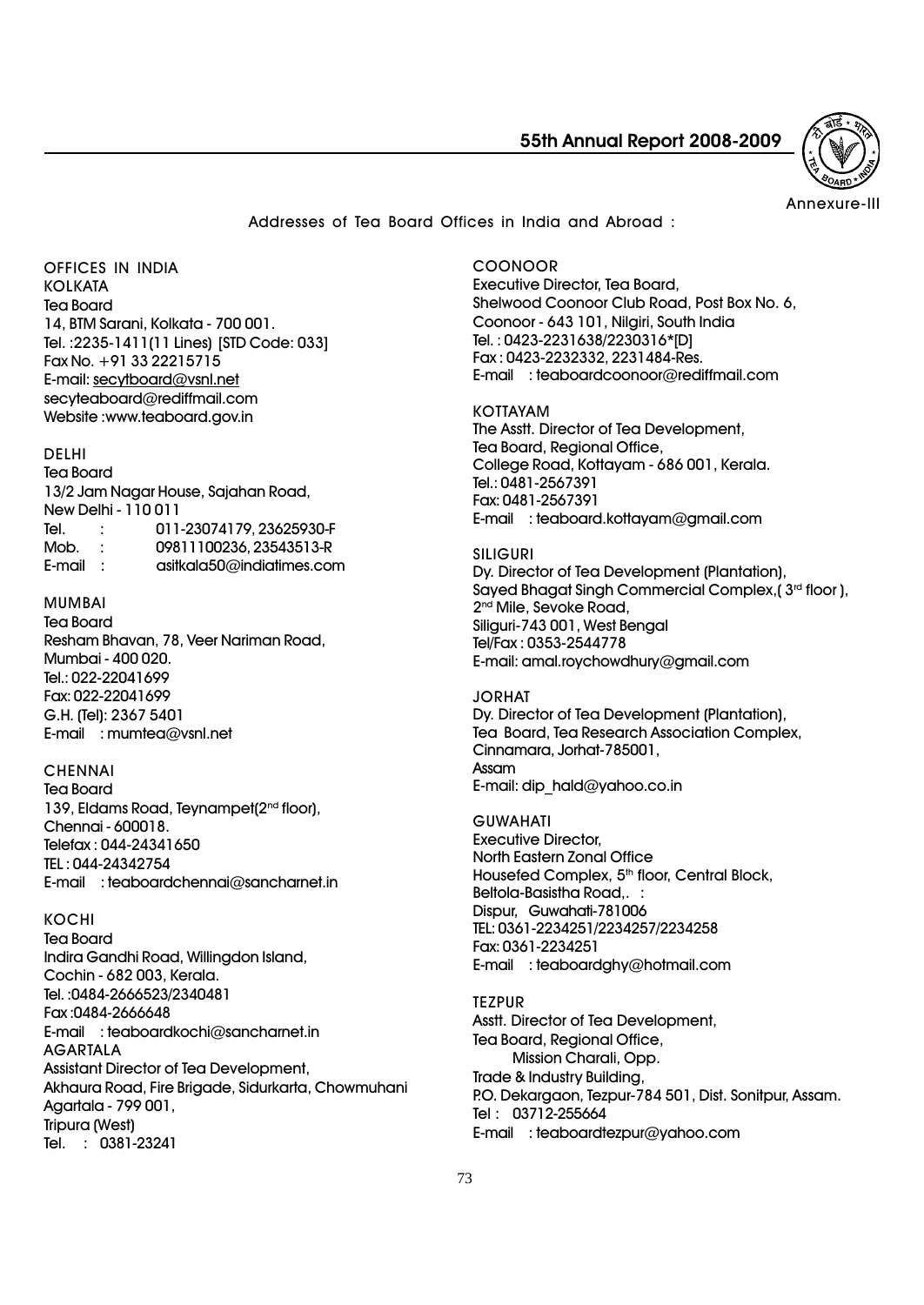Annexure-III

## Addresses of Tea Board Offices in India and Abroad :

### OFFICES IN INDIA

**KOLKATA**
Tea Board
14, BTM Sarani, Kolkata - 700 001.
Tel. :2235-1411(11 Lines) [STD Code: 033]
Fax No. +91 33 22215715
E-mail: secytboard@vsnl.net
secyteaboard@rediffmail.com
Website :www.teaboard.gov.in

**DELHI**
Tea Board
13/2 Jam Nagar House, Sajahan Road,
New Delhi - 110 011
Tel. : 011-23074179, 23625930-F
Mob. : 09811100236, 23543513-R
E-mail : asitkala50@indiatimes.com

**MUMBAI**
Tea Board
Resham Bhavan, 78, Veer Nariman Road,
Mumbai - 400 020.
Tel.: 022-22041699
Fax: 022-22041699
G.H. (Tel): 2367 5401
E-mail : mumtea@vsnl.net

**CHENNAI**
Tea Board
139, Eldams Road, Teynampet(2nd floor),
Chennai - 600018.
Telefax : 044-24341650
TEL : 044-24342754
E-mail : teaboardchennai@sancharnet.in

**KOCHI**
Tea Board
Indira Gandhi Road, Willingdon Island,
Cochin - 682 003, Kerala.
Tel. :0484-2666523/2340481
Fax :0484-2666648
E-mail : teaboardkochi@sancharnet.in

**AGARTALA**
Assistant Director of Tea Development,
Akhaura Road, Fire Brigade, Sidurkarta, Chowmuhani
Agartala - 799 001,
Tripura (West)
Tel. : 0381-23241

**COONOOR**
Executive Director, Tea Board,
Shelwood Coonoor Club Road, Post Box No. 6,
Coonoor - 643 101, Nilgiri, South India
Tel. : 0423-2231638/2230316*[D]
Fax : 0423-2232332, 2231484-Res.
E-mail : teaboardcoonoor@rediffmail.com

**KOTTAYAM**
The Asstt. Director of Tea Development,
Tea Board, Regional Office,
College Road, Kottayam - 686 001, Kerala.
Tel.: 0481-2567391
Fax: 0481-2567391
E-mail : teaboard.kottayam@gmail.com

**SILIGURI**
Dy. Director of Tea Development (Plantation),
Sayed Bhagat Singh Commercial Complex,( 3rd floor ),
2nd Mile, Sevoke Road,
Siliguri-743 001, West Bengal
Tel/Fax : 0353-2544778
E-mail: amal.roychowdhury@gmail.com

**JORHAT**
Dy. Director of Tea Development (Plantation),
Tea Board, Tea Research Association Complex,
Cinnamara, Jorhat-785001,
Assam
E-mail: dip_hald@yahoo.co.in

**GUWAHATI**
Executive Director,
North Eastern Zonal Office
Housefed Complex, 5th floor, Central Block,
Beltola-Basistha Road,. :
Dispur, Guwahati-781006
TEL: 0361-2234251/2234257/2234258
Fax: 0361-2234251
E-mail : teaboardghy@hotmail.com

**TEZPUR**
Asstt. Director of Tea Development,
Tea Board, Regional Office,
Mission Charali, Opp.
Trade & Industry Building,
P.O. Dekargaon, Tezpur-784 501, Dist. Sonitpur, Assam.
Tel : 03712-255664
E-mail : teaboardtezpur@yahoo.com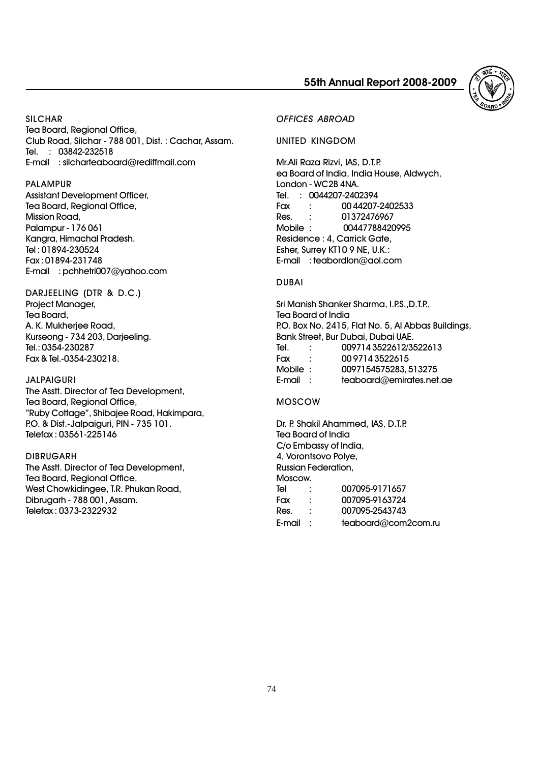SILCHAR
Tea Board, Regional Office,
Club Road, Silchar - 788 001, Dist. : Cachar, Assam.
Tel. : 03842-232518
E-mail : silcharteaboard@rediffmail.com

PALAMPUR
Assistant Development Officer,
Tea Board, Regional Office,
Mission Road,
Palampur - 176 061
Kangra, Himachal Pradesh.
Tel : 01894-230524
Fax : 01894-231748
E-mail : pchhetri007@yahoo.com

DARJEELING (DTR & D.C.)
Project Manager,
Tea Board,
A. K. Mukherjee Road,
Kurseong - 734 203, Darjeeling.
Tel.: 0354-230287
Fax & Tel.-0354-230218.

JALPAIGURI
The Asstt. Director of Tea Development,
Tea Board, Regional Office,
"Ruby Cottage", Shibajee Road, Hakimpara,
P.O. & Dist.-Jalpaiguri, PIN - 735 101.
Telefax : 03561-225146

DIBRUGARH
The Asstt. Director of Tea Development,
Tea Board, Regional Office,
West Chowkidingee, T.R. Phukan Road,
Dibrugarh - 788 001, Assam.
Telefax : 0373-2322932

*OFFICES ABROAD*

UNITED KINGDOM

Mr.Ali Raza Rizvi, IAS, D.T.P.
ea Board of India, India House, Aldwych,
London - WC2B 4NA.
Tel. : 0044207-2402394
Fax : 00 44207-2402533
Res. : 01372476967
Mobile : 00447788420995
Residence : 4, Carrick Gate,
Esher, Surrey KT10 9 NE, U.K.:
E-mail : teabordlon@aol.com

DUBAI

Sri Manish Shanker Sharma, I.P.S.,D.T.P.,
Tea Board of India
P.O. Box No. 2415, Flat No. 5, Al Abbas Buildings,
Bank Street, Bur Dubai, Dubai UAE.
Tel. : 009714 3522612/3522613
Fax : 00 9714 3522615
Mobile : 0097154575283, 513275
E-mail : teaboard@emirates.net.ae

MOSCOW

Dr. P. Shakil Ahammed, IAS, D.T.P.
Tea Board of India
C/o Embassy of India,
4, Vorontsovo Polye,
Russian Federation,
Moscow.
Tel : 007095-9171657
Fax : 007095-9163724
Res. : 007095-2543743
E-mail : teaboard@com2com.ru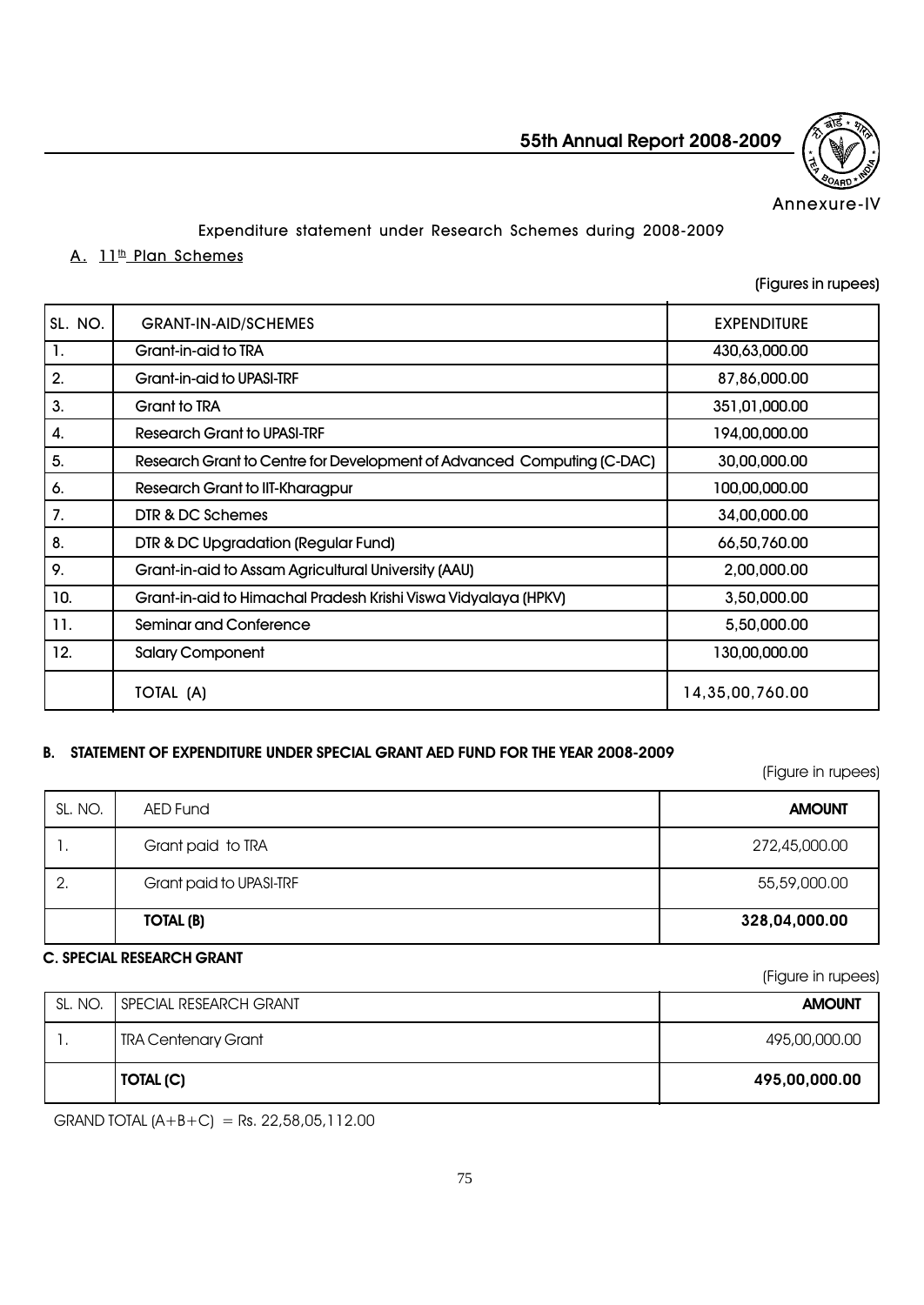Annexure-IV

## Expenditure statement under Research Schemes during 2008-2009

### A. 11th Plan Schemes

(Figures in rupees)

| SL. NO. | GRANT-IN-AID/SCHEMES | EXPENDITURE |
|---|---|---|
| 1. | Grant-in-aid to TRA | 430,63,000.00 |
| 2. | Grant-in-aid to UPASI-TRF | 87,86,000.00 |
| 3. | Grant to TRA | 351,01,000.00 |
| 4. | Research Grant to UPASI-TRF | 194,00,000.00 |
| 5. | Research Grant to Centre for Development of Advanced Computing (C-DAC) | 30,00,000.00 |
| 6. | Research Grant to IIT-Kharagpur | 100,00,000.00 |
| 7. | DTR & DC Schemes | 34,00,000.00 |
| 8. | DTR & DC Upgradation (Regular Fund) | 66,50,760.00 |
| 9. | Grant-in-aid to Assam Agricultural University (AAU) | 2,00,000.00 |
| 10. | Grant-in-aid to Himachal Pradesh Krishi Viswa Vidyalaya (HPKV) | 3,50,000.00 |
| 11. | Seminar and Conference | 5,50,000.00 |
| 12. | Salary Component | 130,00,000.00 |
| | TOTAL (A) | 14,35,00,760.00 |

### B. STATEMENT OF EXPENDITURE UNDER SPECIAL GRANT AED FUND FOR THE YEAR 2008-2009

(Figure in rupees)

| SL. NO. | AED Fund | **AMOUNT** |
|---|---|---|
| 1. | Grant paid to TRA | 272,45,000.00 |
| 2. | Grant paid to UPASI-TRF | 55,59,000.00 |
| | **TOTAL (B)** | **328,04,000.00** |

### C. SPECIAL RESEARCH GRANT

(Figure in rupees)

| SL. NO. | SPECIAL RESEARCH GRANT | **AMOUNT** |
|---|---|---|
| 1. | TRA Centenary Grant | 495,00,000.00 |
| | **TOTAL (C)** | **495,00,000.00** |

GRAND TOTAL (A+B+C) = Rs. 22,58,05,112.00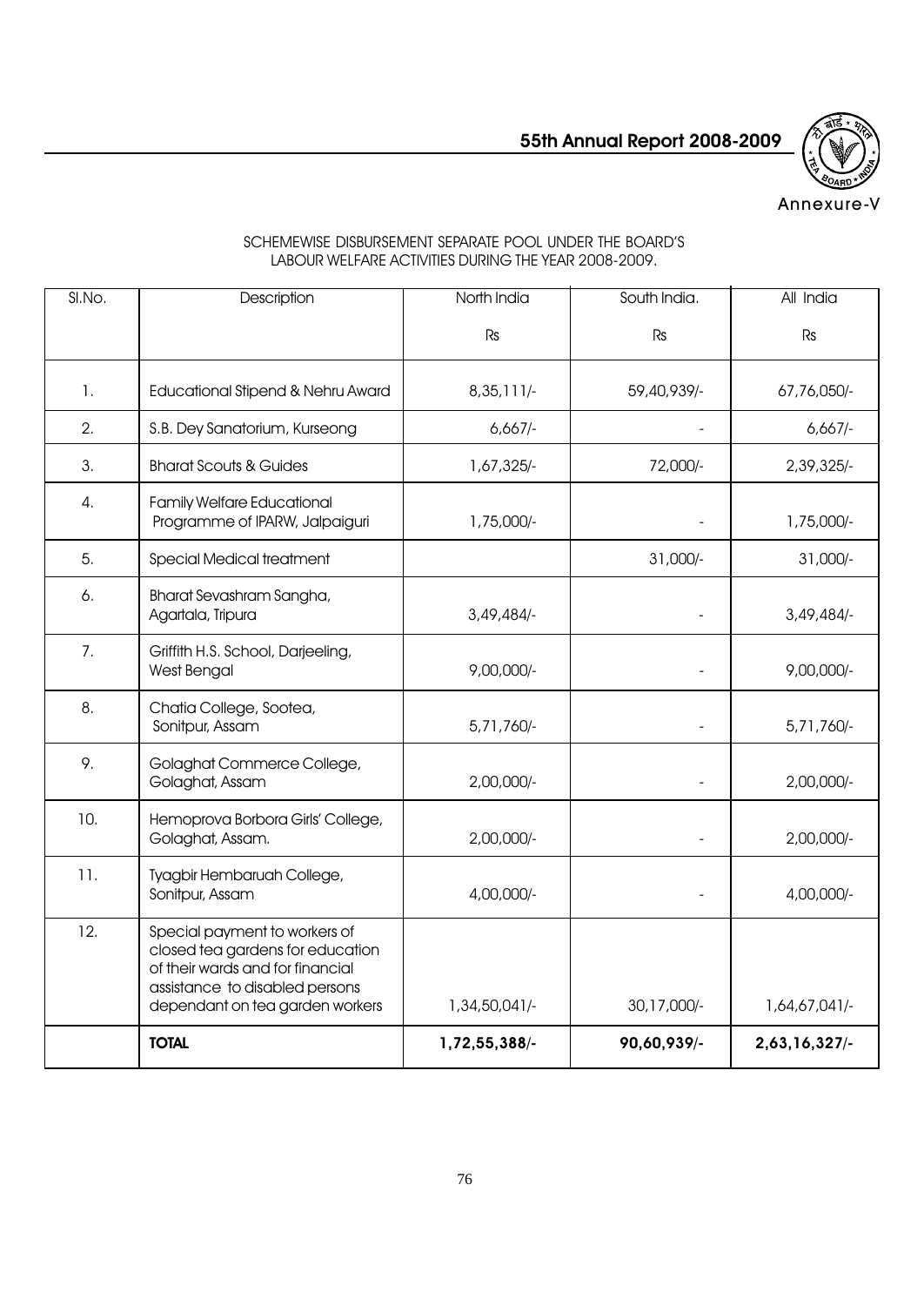Annexure-V

SCHEMEWISE DISBURSEMENT SEPARATE POOL UNDER THE BOARD'S LABOUR WELFARE ACTIVITIES DURING THE YEAR 2008-2009.

| Sl.No. | Description | North India | South India. | All India |
|---|---|---|---|---|
| | | Rs | Rs | Rs |
| 1. | Educational Stipend & Nehru Award | 8,35,111/- | 59,40,939/- | 67,76,050/- |
| 2. | S.B. Dey Sanatorium, Kurseong | 6,667/- | - | 6,667/- |
| 3. | Bharat Scouts & Guides | 1,67,325/- | 72,000/- | 2,39,325/- |
| 4. | Family Welfare Educational Programme of IPARW, Jalpaiguri | 1,75,000/- | - | 1,75,000/- |
| 5. | Special Medical treatment | | 31,000/- | 31,000/- |
| 6. | Bharat Sevashram Sangha, Agartala, Tripura | 3,49,484/- | - | 3,49,484/- |
| 7. | Griffith H.S. School, Darjeeling, West Bengal | 9,00,000/- | - | 9,00,000/- |
| 8. | Chatia College, Sootea, Sonitpur, Assam | 5,71,760/- | - | 5,71,760/- |
| 9. | Golaghat Commerce College, Golaghat, Assam | 2,00,000/- | - | 2,00,000/- |
| 10. | Hemoprova Borbora Girls' College, Golaghat, Assam. | 2,00,000/- | - | 2,00,000/- |
| 11. | Tyagbir Hembaruah College, Sonitpur, Assam | 4,00,000/- | - | 4,00,000/- |
| 12. | Special payment to workers of closed tea gardens for education of their wards and for financial assistance to disabled persons dependant on tea garden workers | 1,34,50,041/- | 30,17,000/- | 1,64,67,041/- |
| | **TOTAL** | **1,72,55,388/-** | **90,60,939/-** | **2,63,16,327/-** |